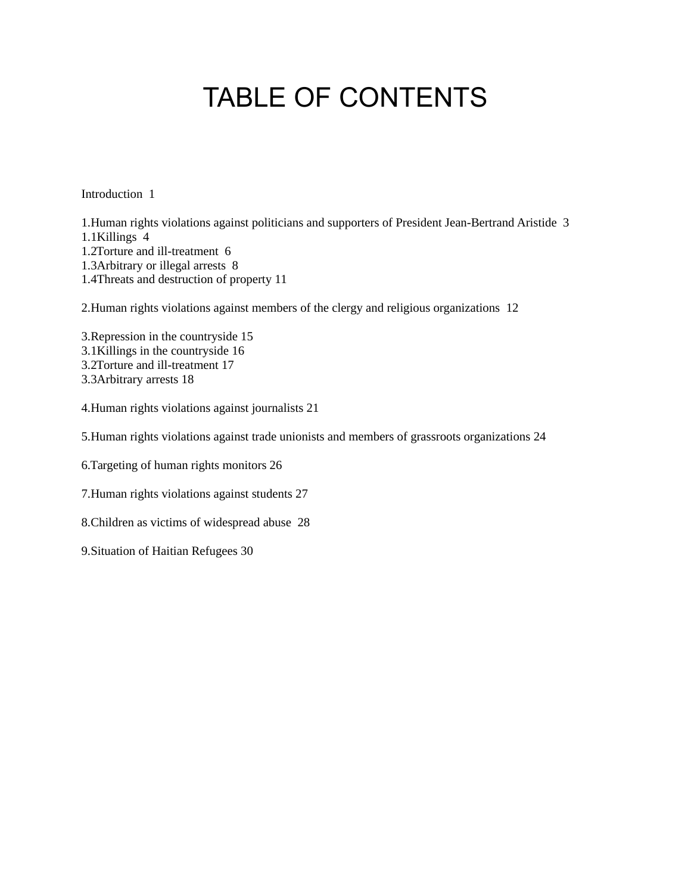# TABLE OF CONTENTS

Introduction 1

1.Human rights violations against politicians and supporters of President Jean-Bertrand Aristide 3
1.1Killings 4
1.2Torture and ill-treatment 6
1.3Arbitrary or illegal arrests 8
1.4Threats and destruction of property 11

2.Human rights violations against members of the clergy and religious organizations 12

3.Repression in the countryside 15
3.1Killings in the countryside 16
3.2Torture and ill-treatment 17
3.3Arbitrary arrests 18

4.Human rights violations against journalists 21

5.Human rights violations against trade unionists and members of grassroots organizations 24

6.Targeting of human rights monitors 26

7.Human rights violations against students 27

8.Children as victims of widespread abuse 28

9.Situation of Haitian Refugees 30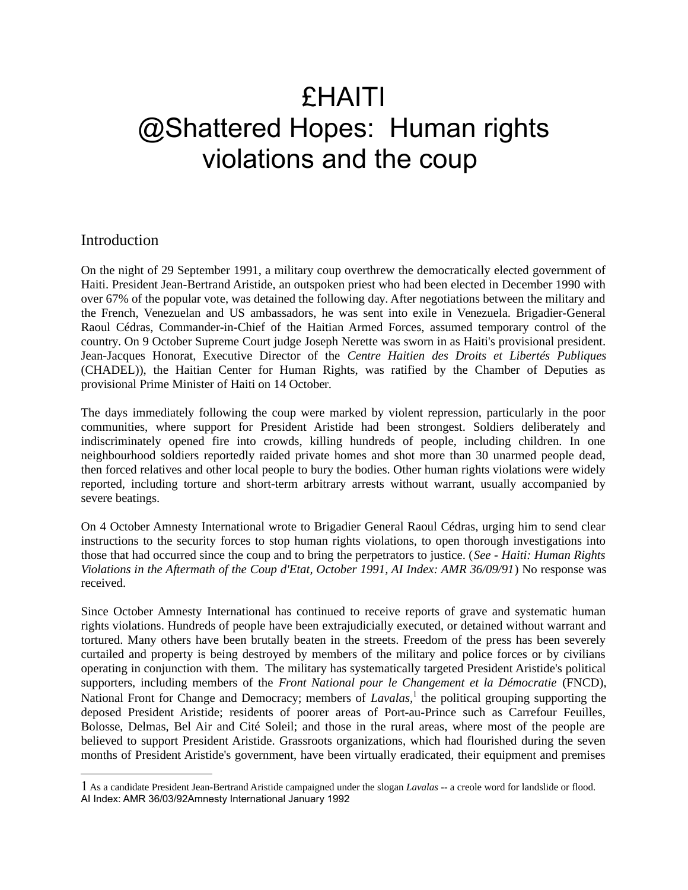# £HAITI
# @Shattered Hopes: Human rights violations and the coup

## Introduction

On the night of 29 September 1991, a military coup overthrew the democratically elected government of Haiti. President Jean-Bertrand Aristide, an outspoken priest who had been elected in December 1990 with over 67% of the popular vote, was detained the following day. After negotiations between the military and the French, Venezuelan and US ambassadors, he was sent into exile in Venezuela. Brigadier-General Raoul Cédras, Commander-in-Chief of the Haitian Armed Forces, assumed temporary control of the country. On 9 October Supreme Court judge Joseph Nerette was sworn in as Haiti's provisional president. Jean-Jacques Honorat, Executive Director of the *Centre Haitien des Droits et Libertés Publiques* (CHADEL)), the Haitian Center for Human Rights, was ratified by the Chamber of Deputies as provisional Prime Minister of Haiti on 14 October.

The days immediately following the coup were marked by violent repression, particularly in the poor communities, where support for President Aristide had been strongest. Soldiers deliberately and indiscriminately opened fire into crowds, killing hundreds of people, including children. In one neighbourhood soldiers reportedly raided private homes and shot more than 30 unarmed people dead, then forced relatives and other local people to bury the bodies. Other human rights violations were widely reported, including torture and short-term arbitrary arrests without warrant, usually accompanied by severe beatings.

On 4 October Amnesty International wrote to Brigadier General Raoul Cédras, urging him to send clear instructions to the security forces to stop human rights violations, to open thorough investigations into those that had occurred since the coup and to bring the perpetrators to justice. (*See - Haiti: Human Rights Violations in the Aftermath of the Coup d'Etat, October 1991, AI Index: AMR 36/09/91*) No response was received.

Since October Amnesty International has continued to receive reports of grave and systematic human rights violations. Hundreds of people have been extrajudicially executed, or detained without warrant and tortured. Many others have been brutally beaten in the streets. Freedom of the press has been severely curtailed and property is being destroyed by members of the military and police forces or by civilians operating in conjunction with them. The military has systematically targeted President Aristide's political supporters, including members of the *Front National pour le Changement et la Démocratie* (FNCD), National Front for Change and Democracy; members of *Lavalas*,[1] the political grouping supporting the deposed President Aristide; residents of poorer areas of Port-au-Prince such as Carrefour Feuilles, Bolosse, Delmas, Bel Air and Cité Soleil; and those in the rural areas, where most of the people are believed to support President Aristide. Grassroots organizations, which had flourished during the seven months of President Aristide's government, have been virtually eradicated, their equipment and premises

---

1 As a candidate President Jean-Bertrand Aristide campaigned under the slogan *Lavalas* -- a creole word for landslide or flood.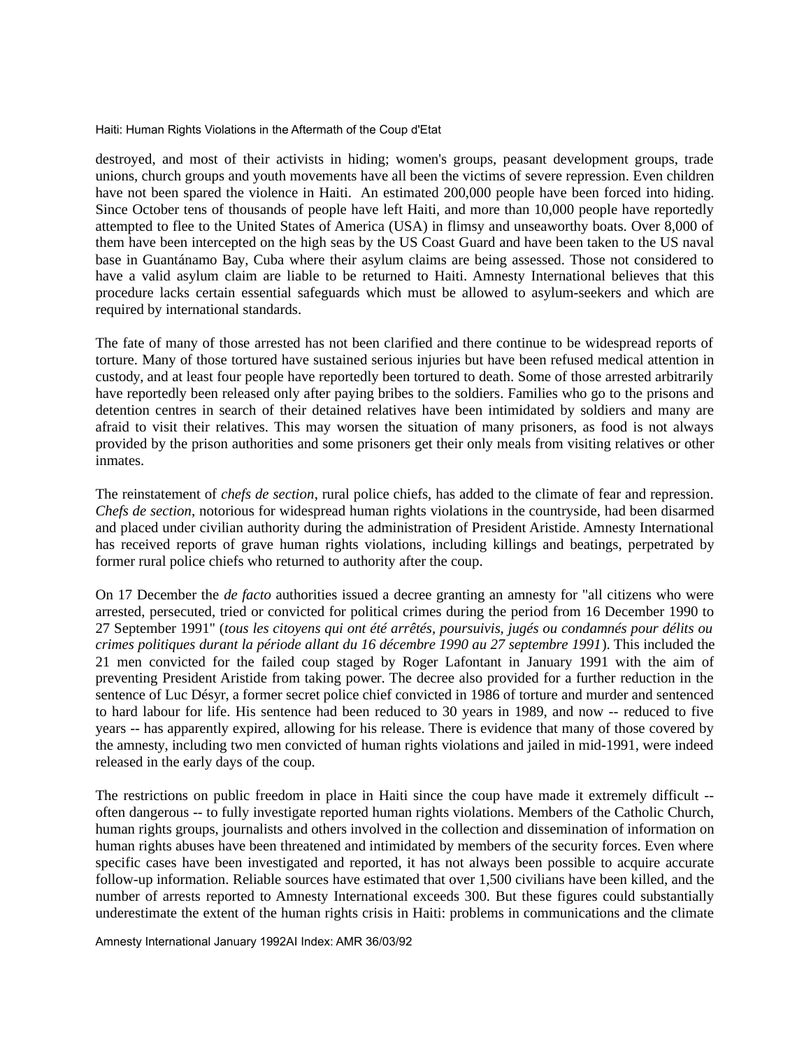destroyed, and most of their activists in hiding; women's groups, peasant development groups, trade unions, church groups and youth movements have all been the victims of severe repression. Even children have not been spared the violence in Haiti. An estimated 200,000 people have been forced into hiding. Since October tens of thousands of people have left Haiti, and more than 10,000 people have reportedly attempted to flee to the United States of America (USA) in flimsy and unseaworthy boats. Over 8,000 of them have been intercepted on the high seas by the US Coast Guard and have been taken to the US naval base in Guantánamo Bay, Cuba where their asylum claims are being assessed. Those not considered to have a valid asylum claim are liable to be returned to Haiti. Amnesty International believes that this procedure lacks certain essential safeguards which must be allowed to asylum-seekers and which are required by international standards.

The fate of many of those arrested has not been clarified and there continue to be widespread reports of torture. Many of those tortured have sustained serious injuries but have been refused medical attention in custody, and at least four people have reportedly been tortured to death. Some of those arrested arbitrarily have reportedly been released only after paying bribes to the soldiers. Families who go to the prisons and detention centres in search of their detained relatives have been intimidated by soldiers and many are afraid to visit their relatives. This may worsen the situation of many prisoners, as food is not always provided by the prison authorities and some prisoners get their only meals from visiting relatives or other inmates.

The reinstatement of *chefs de section*, rural police chiefs, has added to the climate of fear and repression. *Chefs de section*, notorious for widespread human rights violations in the countryside, had been disarmed and placed under civilian authority during the administration of President Aristide. Amnesty International has received reports of grave human rights violations, including killings and beatings, perpetrated by former rural police chiefs who returned to authority after the coup.

On 17 December the *de facto* authorities issued a decree granting an amnesty for "all citizens who were arrested, persecuted, tried or convicted for political crimes during the period from 16 December 1990 to 27 September 1991" (*tous les citoyens qui ont été arrêtés, poursuivis, jugés ou condamnés pour délits ou crimes politiques durant la période allant du 16 décembre 1990 au 27 septembre 1991*). This included the 21 men convicted for the failed coup staged by Roger Lafontant in January 1991 with the aim of preventing President Aristide from taking power. The decree also provided for a further reduction in the sentence of Luc Désyr, a former secret police chief convicted in 1986 of torture and murder and sentenced to hard labour for life. His sentence had been reduced to 30 years in 1989, and now -- reduced to five years -- has apparently expired, allowing for his release. There is evidence that many of those covered by the amnesty, including two men convicted of human rights violations and jailed in mid-1991, were indeed released in the early days of the coup.

The restrictions on public freedom in place in Haiti since the coup have made it extremely difficult -- often dangerous -- to fully investigate reported human rights violations. Members of the Catholic Church, human rights groups, journalists and others involved in the collection and dissemination of information on human rights abuses have been threatened and intimidated by members of the security forces. Even where specific cases have been investigated and reported, it has not always been possible to acquire accurate follow-up information. Reliable sources have estimated that over 1,500 civilians have been killed, and the number of arrests reported to Amnesty International exceeds 300. But these figures could substantially underestimate the extent of the human rights crisis in Haiti: problems in communications and the climate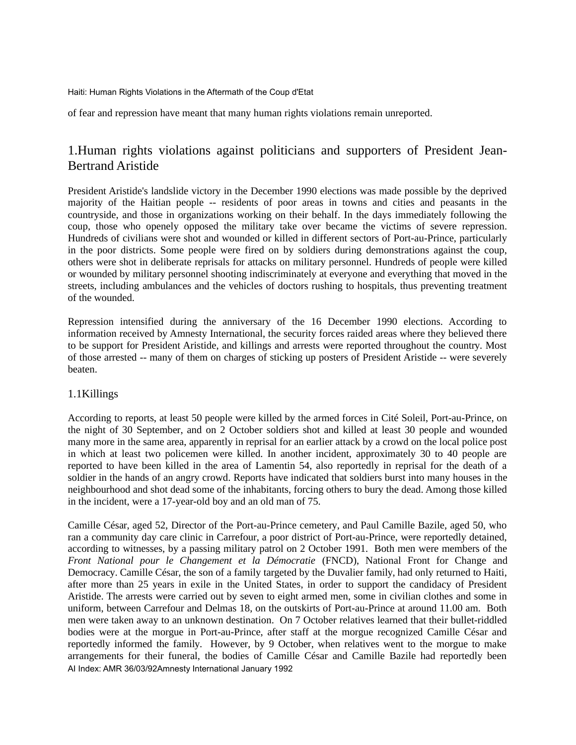of fear and repression have meant that many human rights violations remain unreported.

## 1.Human rights violations against politicians and supporters of President Jean-Bertrand Aristide

President Aristide's landslide victory in the December 1990 elections was made possible by the deprived majority of the Haitian people -- residents of poor areas in towns and cities and peasants in the countryside, and those in organizations working on their behalf. In the days immediately following the coup, those who openely opposed the military take over became the victims of severe repression. Hundreds of civilians were shot and wounded or killed in different sectors of Port-au-Prince, particularly in the poor districts. Some people were fired on by soldiers during demonstrations against the coup, others were shot in deliberate reprisals for attacks on military personnel. Hundreds of people were killed or wounded by military personnel shooting indiscriminately at everyone and everything that moved in the streets, including ambulances and the vehicles of doctors rushing to hospitals, thus preventing treatment of the wounded.

Repression intensified during the anniversary of the 16 December 1990 elections. According to information received by Amnesty International, the security forces raided areas where they believed there to be support for President Aristide, and killings and arrests were reported throughout the country. Most of those arrested -- many of them on charges of sticking up posters of President Aristide -- were severely beaten.

### 1.1Killings

According to reports, at least 50 people were killed by the armed forces in Cité Soleil, Port-au-Prince, on the night of 30 September, and on 2 October soldiers shot and killed at least 30 people and wounded many more in the same area, apparently in reprisal for an earlier attack by a crowd on the local police post in which at least two policemen were killed. In another incident, approximately 30 to 40 people are reported to have been killed in the area of Lamentin 54, also reportedly in reprisal for the death of a soldier in the hands of an angry crowd. Reports have indicated that soldiers burst into many houses in the neighbourhood and shot dead some of the inhabitants, forcing others to bury the dead. Among those killed in the incident, were a 17-year-old boy and an old man of 75.

Camille César, aged 52, Director of the Port-au-Prince cemetery, and Paul Camille Bazile, aged 50, who ran a community day care clinic in Carrefour, a poor district of Port-au-Prince, were reportedly detained, according to witnesses, by a passing military patrol on 2 October 1991. Both men were members of the *Front National pour le Changement et la Démocratie* (FNCD), National Front for Change and Democracy. Camille César, the son of a family targeted by the Duvalier family, had only returned to Haiti, after more than 25 years in exile in the United States, in order to support the candidacy of President Aristide. The arrests were carried out by seven to eight armed men, some in civilian clothes and some in uniform, between Carrefour and Delmas 18, on the outskirts of Port-au-Prince at around 11.00 am. Both men were taken away to an unknown destination. On 7 October relatives learned that their bullet-riddled bodies were at the morgue in Port-au-Prince, after staff at the morgue recognized Camille César and reportedly informed the family. However, by 9 October, when relatives went to the morgue to make arrangements for their funeral, the bodies of Camille César and Camille Bazile had reportedly been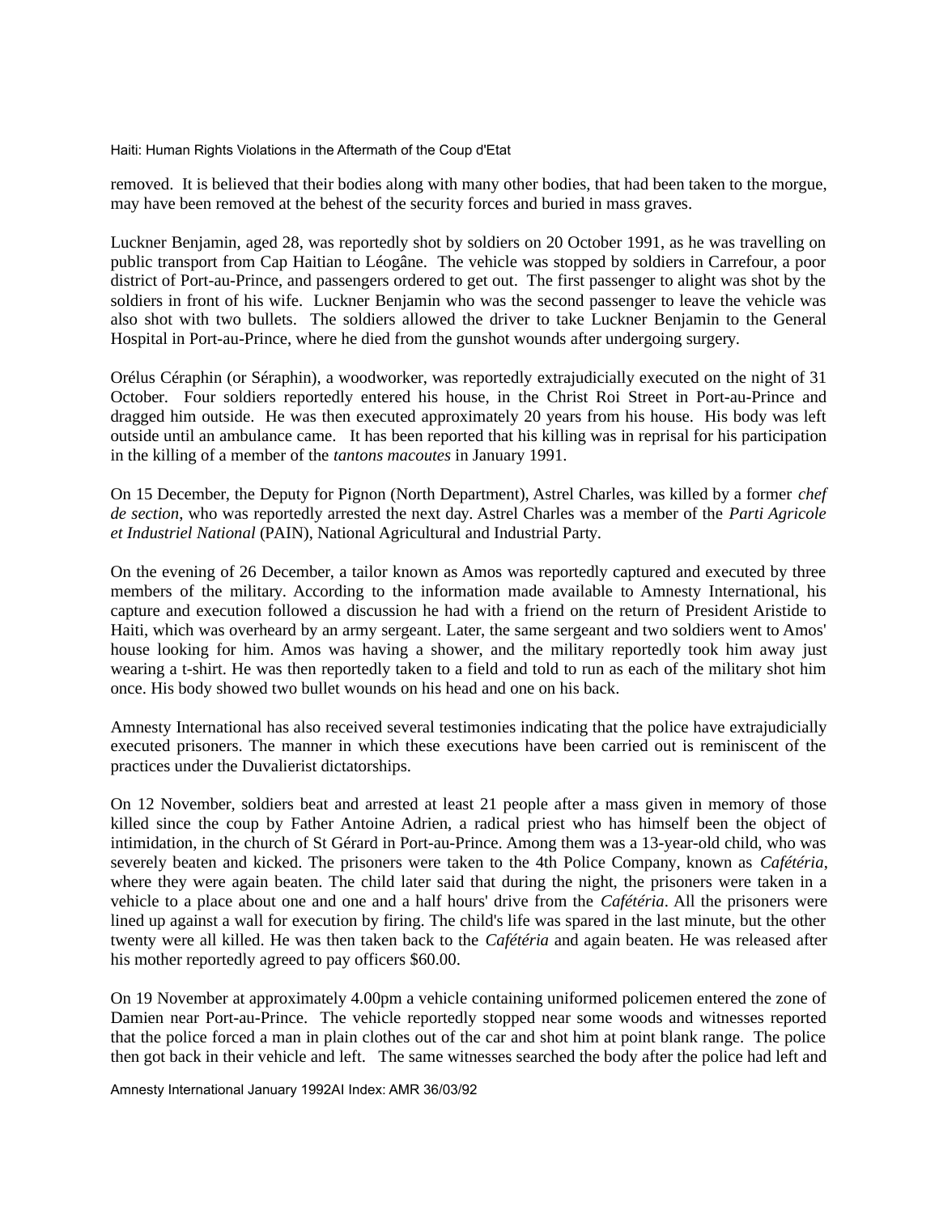removed. It is believed that their bodies along with many other bodies, that had been taken to the morgue, may have been removed at the behest of the security forces and buried in mass graves.

Luckner Benjamin, aged 28, was reportedly shot by soldiers on 20 October 1991, as he was travelling on public transport from Cap Haitian to Léogâne. The vehicle was stopped by soldiers in Carrefour, a poor district of Port-au-Prince, and passengers ordered to get out. The first passenger to alight was shot by the soldiers in front of his wife. Luckner Benjamin who was the second passenger to leave the vehicle was also shot with two bullets. The soldiers allowed the driver to take Luckner Benjamin to the General Hospital in Port-au-Prince, where he died from the gunshot wounds after undergoing surgery.

Orélus Céraphin (or Séraphin), a woodworker, was reportedly extrajudicially executed on the night of 31 October. Four soldiers reportedly entered his house, in the Christ Roi Street in Port-au-Prince and dragged him outside. He was then executed approximately 20 years from his house. His body was left outside until an ambulance came. It has been reported that his killing was in reprisal for his participation in the killing of a member of the *tantons macoutes* in January 1991.

On 15 December, the Deputy for Pignon (North Department), Astrel Charles, was killed by a former *chef de section*, who was reportedly arrested the next day. Astrel Charles was a member of the *Parti Agricole et Industriel National* (PAIN), National Agricultural and Industrial Party.

On the evening of 26 December, a tailor known as Amos was reportedly captured and executed by three members of the military. According to the information made available to Amnesty International, his capture and execution followed a discussion he had with a friend on the return of President Aristide to Haiti, which was overheard by an army sergeant. Later, the same sergeant and two soldiers went to Amos' house looking for him. Amos was having a shower, and the military reportedly took him away just wearing a t-shirt. He was then reportedly taken to a field and told to run as each of the military shot him once. His body showed two bullet wounds on his head and one on his back.

Amnesty International has also received several testimonies indicating that the police have extrajudicially executed prisoners. The manner in which these executions have been carried out is reminiscent of the practices under the Duvalierist dictatorships.

On 12 November, soldiers beat and arrested at least 21 people after a mass given in memory of those killed since the coup by Father Antoine Adrien, a radical priest who has himself been the object of intimidation, in the church of St Gérard in Port-au-Prince. Among them was a 13-year-old child, who was severely beaten and kicked. The prisoners were taken to the 4th Police Company, known as *Cafétéria*, where they were again beaten. The child later said that during the night, the prisoners were taken in a vehicle to a place about one and one and a half hours' drive from the *Cafétéria*. All the prisoners were lined up against a wall for execution by firing. The child's life was spared in the last minute, but the other twenty were all killed. He was then taken back to the *Cafétéria* and again beaten. He was released after his mother reportedly agreed to pay officers $60.00.

On 19 November at approximately 4.00pm a vehicle containing uniformed policemen entered the zone of Damien near Port-au-Prince. The vehicle reportedly stopped near some woods and witnesses reported that the police forced a man in plain clothes out of the car and shot him at point blank range. The police then got back in their vehicle and left. The same witnesses searched the body after the police had left and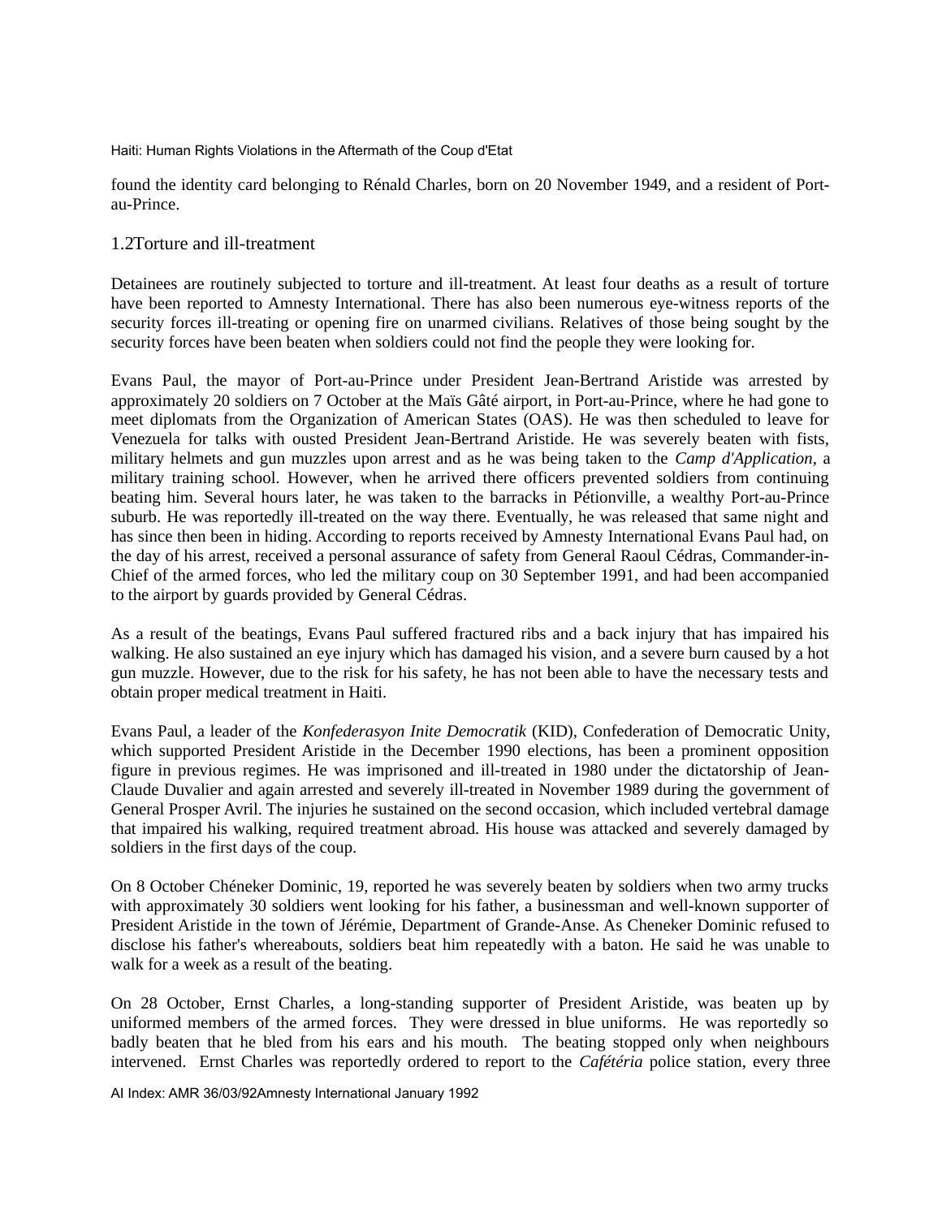found the identity card belonging to Rénald Charles, born on 20 November 1949, and a resident of Port-au-Prince.

## 1.2Torture and ill-treatment

Detainees are routinely subjected to torture and ill-treatment. At least four deaths as a result of torture have been reported to Amnesty International. There has also been numerous eye-witness reports of the security forces ill-treating or opening fire on unarmed civilians. Relatives of those being sought by the security forces have been beaten when soldiers could not find the people they were looking for.

Evans Paul, the mayor of Port-au-Prince under President Jean-Bertrand Aristide was arrested by approximately 20 soldiers on 7 October at the Maïs Gâté airport, in Port-au-Prince, where he had gone to meet diplomats from the Organization of American States (OAS). He was then scheduled to leave for Venezuela for talks with ousted President Jean-Bertrand Aristide. He was severely beaten with fists, military helmets and gun muzzles upon arrest and as he was being taken to the *Camp d'Application*, a military training school. However, when he arrived there officers prevented soldiers from continuing beating him. Several hours later, he was taken to the barracks in Pétionville, a wealthy Port-au-Prince suburb. He was reportedly ill-treated on the way there. Eventually, he was released that same night and has since then been in hiding. According to reports received by Amnesty International Evans Paul had, on the day of his arrest, received a personal assurance of safety from General Raoul Cédras, Commander-in-Chief of the armed forces, who led the military coup on 30 September 1991, and had been accompanied to the airport by guards provided by General Cédras.

As a result of the beatings, Evans Paul suffered fractured ribs and a back injury that has impaired his walking. He also sustained an eye injury which has damaged his vision, and a severe burn caused by a hot gun muzzle. However, due to the risk for his safety, he has not been able to have the necessary tests and obtain proper medical treatment in Haiti.

Evans Paul, a leader of the *Konfederasyon Inite Democratik* (KID), Confederation of Democratic Unity, which supported President Aristide in the December 1990 elections, has been a prominent opposition figure in previous regimes. He was imprisoned and ill-treated in 1980 under the dictatorship of Jean-Claude Duvalier and again arrested and severely ill-treated in November 1989 during the government of General Prosper Avril. The injuries he sustained on the second occasion, which included vertebral damage that impaired his walking, required treatment abroad. His house was attacked and severely damaged by soldiers in the first days of the coup.

On 8 October Chéneker Dominic, 19, reported he was severely beaten by soldiers when two army trucks with approximately 30 soldiers went looking for his father, a businessman and well-known supporter of President Aristide in the town of Jérémie, Department of Grande-Anse. As Cheneker Dominic refused to disclose his father's whereabouts, soldiers beat him repeatedly with a baton. He said he was unable to walk for a week as a result of the beating.

On 28 October, Ernst Charles, a long-standing supporter of President Aristide, was beaten up by uniformed members of the armed forces. They were dressed in blue uniforms. He was reportedly so badly beaten that he bled from his ears and his mouth. The beating stopped only when neighbours intervened. Ernst Charles was reportedly ordered to report to the *Cafétéria* police station, every three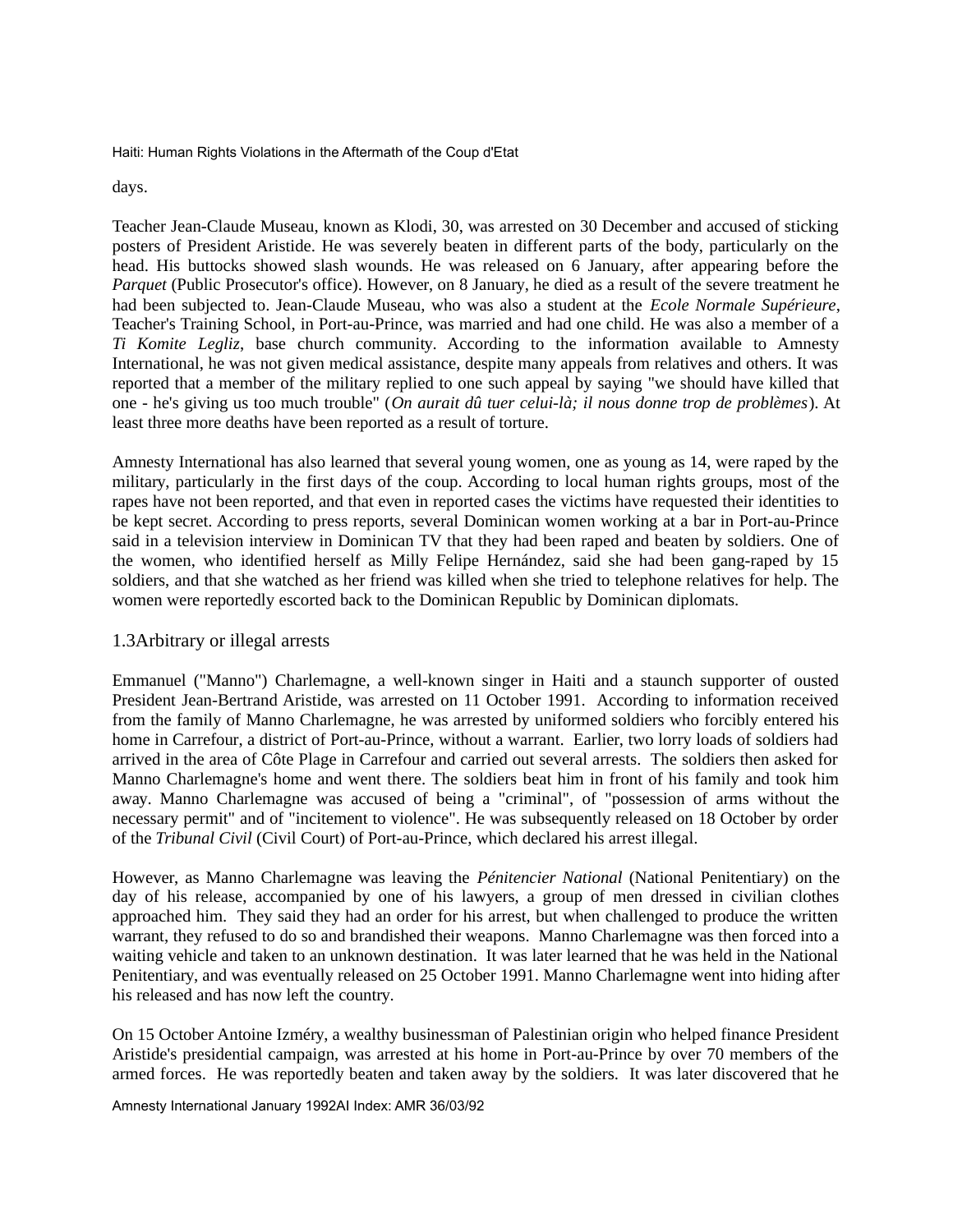days.

Teacher Jean-Claude Museau, known as Klodi, 30, was arrested on 30 December and accused of sticking posters of President Aristide. He was severely beaten in different parts of the body, particularly on the head. His buttocks showed slash wounds. He was released on 6 January, after appearing before the *Parquet* (Public Prosecutor's office). However, on 8 January, he died as a result of the severe treatment he had been subjected to. Jean-Claude Museau, who was also a student at the *Ecole Normale Supérieure*, Teacher's Training School, in Port-au-Prince, was married and had one child. He was also a member of a *Ti Komite Legliz*, base church community. According to the information available to Amnesty International, he was not given medical assistance, despite many appeals from relatives and others. It was reported that a member of the military replied to one such appeal by saying "we should have killed that one - he's giving us too much trouble" (*On aurait dû tuer celui-là; il nous donne trop de problèmes*). At least three more deaths have been reported as a result of torture.

Amnesty International has also learned that several young women, one as young as 14, were raped by the military, particularly in the first days of the coup. According to local human rights groups, most of the rapes have not been reported, and that even in reported cases the victims have requested their identities to be kept secret. According to press reports, several Dominican women working at a bar in Port-au-Prince said in a television interview in Dominican TV that they had been raped and beaten by soldiers. One of the women, who identified herself as Milly Felipe Hernández, said she had been gang-raped by 15 soldiers, and that she watched as her friend was killed when she tried to telephone relatives for help. The women were reportedly escorted back to the Dominican Republic by Dominican diplomats.

### 1.3Arbitrary or illegal arrests

Emmanuel ("Manno") Charlemagne, a well-known singer in Haiti and a staunch supporter of ousted President Jean-Bertrand Aristide, was arrested on 11 October 1991. According to information received from the family of Manno Charlemagne, he was arrested by uniformed soldiers who forcibly entered his home in Carrefour, a district of Port-au-Prince, without a warrant. Earlier, two lorry loads of soldiers had arrived in the area of Côte Plage in Carrefour and carried out several arrests. The soldiers then asked for Manno Charlemagne's home and went there. The soldiers beat him in front of his family and took him away. Manno Charlemagne was accused of being a "criminal", of "possession of arms without the necessary permit" and of "incitement to violence". He was subsequently released on 18 October by order of the *Tribunal Civil* (Civil Court) of Port-au-Prince, which declared his arrest illegal.

However, as Manno Charlemagne was leaving the *Pénitencier National* (National Penitentiary) on the day of his release, accompanied by one of his lawyers, a group of men dressed in civilian clothes approached him. They said they had an order for his arrest, but when challenged to produce the written warrant, they refused to do so and brandished their weapons. Manno Charlemagne was then forced into a waiting vehicle and taken to an unknown destination. It was later learned that he was held in the National Penitentiary, and was eventually released on 25 October 1991. Manno Charlemagne went into hiding after his released and has now left the country.

On 15 October Antoine Izméry, a wealthy businessman of Palestinian origin who helped finance President Aristide's presidential campaign, was arrested at his home in Port-au-Prince by over 70 members of the armed forces. He was reportedly beaten and taken away by the soldiers. It was later discovered that he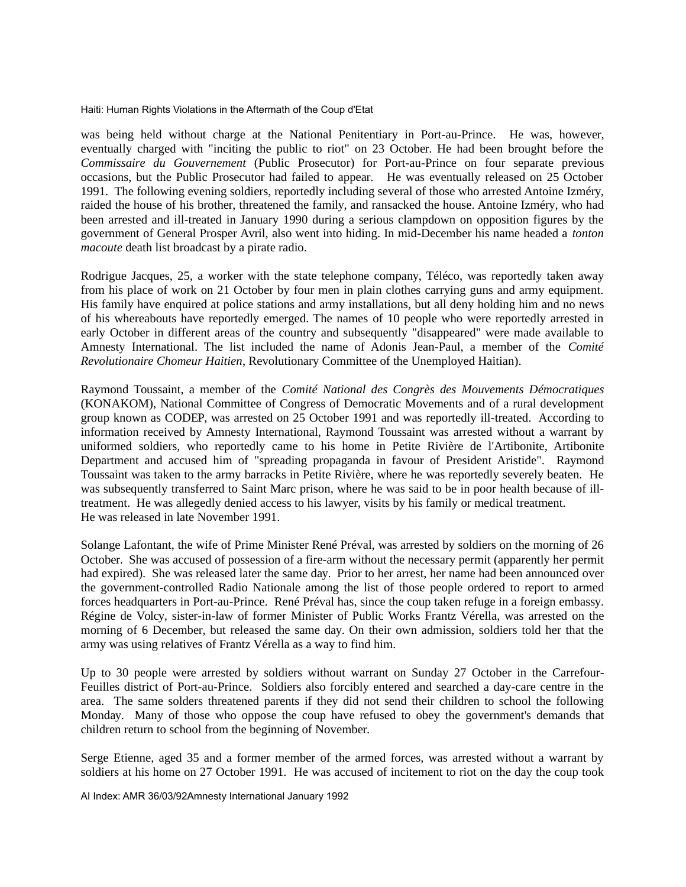was being held without charge at the National Penitentiary in Port-au-Prince. He was, however, eventually charged with "inciting the public to riot" on 23 October. He had been brought before the *Commissaire du Gouvernement* (Public Prosecutor) for Port-au-Prince on four separate previous occasions, but the Public Prosecutor had failed to appear. He was eventually released on 25 October 1991. The following evening soldiers, reportedly including several of those who arrested Antoine Izméry, raided the house of his brother, threatened the family, and ransacked the house. Antoine Izméry, who had been arrested and ill-treated in January 1990 during a serious clampdown on opposition figures by the government of General Prosper Avril, also went into hiding. In mid-December his name headed a *tonton macoute* death list broadcast by a pirate radio.

Rodrigue Jacques, 25, a worker with the state telephone company, Téléco, was reportedly taken away from his place of work on 21 October by four men in plain clothes carrying guns and army equipment. His family have enquired at police stations and army installations, but all deny holding him and no news of his whereabouts have reportedly emerged. The names of 10 people who were reportedly arrested in early October in different areas of the country and subsequently "disappeared" were made available to Amnesty International. The list included the name of Adonis Jean-Paul, a member of the *Comité Revolutionaire Chomeur Haitien*, Revolutionary Committee of the Unemployed Haitian).

Raymond Toussaint, a member of the *Comité National des Congrès des Mouvements Démocratiques* (KONAKOM), National Committee of Congress of Democratic Movements and of a rural development group known as CODEP, was arrested on 25 October 1991 and was reportedly ill-treated. According to information received by Amnesty International, Raymond Toussaint was arrested without a warrant by uniformed soldiers, who reportedly came to his home in Petite Rivière de l'Artibonite, Artibonite Department and accused him of "spreading propaganda in favour of President Aristide". Raymond Toussaint was taken to the army barracks in Petite Rivière, where he was reportedly severely beaten. He was subsequently transferred to Saint Marc prison, where he was said to be in poor health because of ill-treatment. He was allegedly denied access to his lawyer, visits by his family or medical treatment.
He was released in late November 1991.

Solange Lafontant, the wife of Prime Minister René Préval, was arrested by soldiers on the morning of 26 October. She was accused of possession of a fire-arm without the necessary permit (apparently her permit had expired). She was released later the same day. Prior to her arrest, her name had been announced over the government-controlled Radio Nationale among the list of those people ordered to report to armed forces headquarters in Port-au-Prince. René Préval has, since the coup taken refuge in a foreign embassy. Régine de Volcy, sister-in-law of former Minister of Public Works Frantz Vérella, was arrested on the morning of 6 December, but released the same day. On their own admission, soldiers told her that the army was using relatives of Frantz Vérella as a way to find him.

Up to 30 people were arrested by soldiers without warrant on Sunday 27 October in the Carrefour-Feuilles district of Port-au-Prince. Soldiers also forcibly entered and searched a day-care centre in the area. The same solders threatened parents if they did not send their children to school the following Monday. Many of those who oppose the coup have refused to obey the government's demands that children return to school from the beginning of November.

Serge Etienne, aged 35 and a former member of the armed forces, was arrested without a warrant by soldiers at his home on 27 October 1991. He was accused of incitement to riot on the day the coup took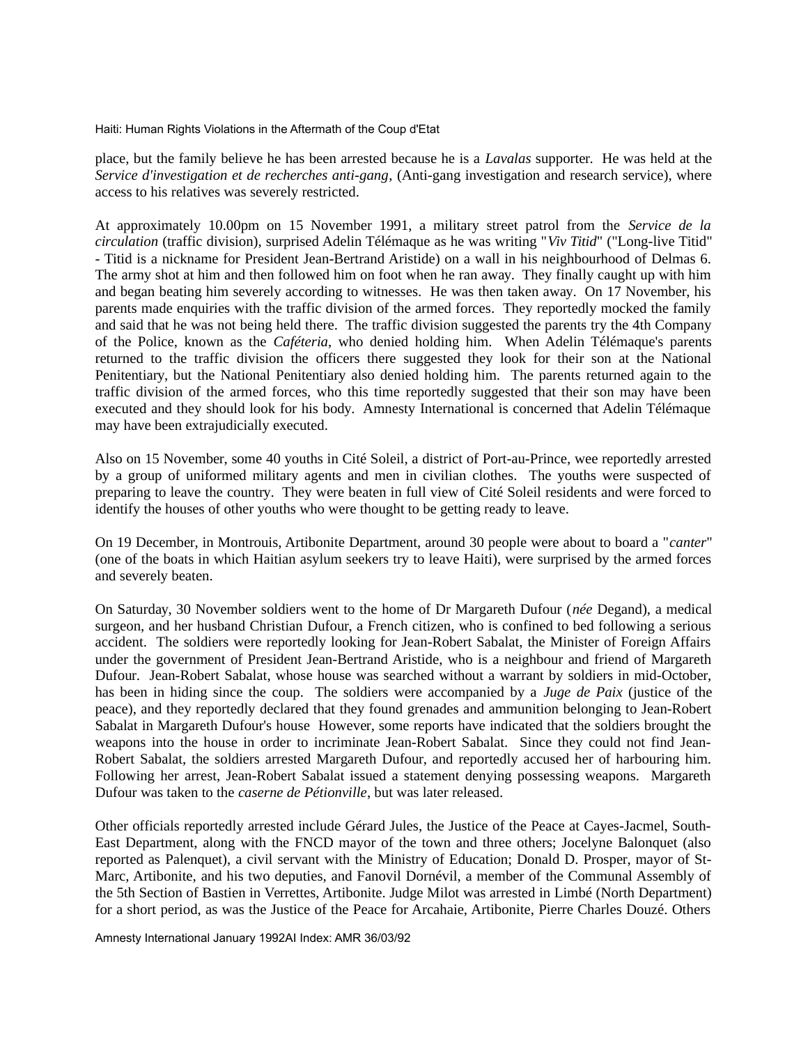place, but the family believe he has been arrested because he is a *Lavalas* supporter. He was held at the *Service d'investigation et de recherches anti-gang*, (Anti-gang investigation and research service), where access to his relatives was severely restricted.

At approximately 10.00pm on 15 November 1991, a military street patrol from the *Service de la circulation* (traffic division), surprised Adelin Télémaque as he was writing "*Viv Titid*" ("Long-live Titid" - Titid is a nickname for President Jean-Bertrand Aristide) on a wall in his neighbourhood of Delmas 6. The army shot at him and then followed him on foot when he ran away. They finally caught up with him and began beating him severely according to witnesses. He was then taken away. On 17 November, his parents made enquiries with the traffic division of the armed forces. They reportedly mocked the family and said that he was not being held there. The traffic division suggested the parents try the 4th Company of the Police, known as the *Caféteria*, who denied holding him. When Adelin Télémaque's parents returned to the traffic division the officers there suggested they look for their son at the National Penitentiary, but the National Penitentiary also denied holding him. The parents returned again to the traffic division of the armed forces, who this time reportedly suggested that their son may have been executed and they should look for his body. Amnesty International is concerned that Adelin Télémaque may have been extrajudicially executed.

Also on 15 November, some 40 youths in Cité Soleil, a district of Port-au-Prince, wee reportedly arrested by a group of uniformed military agents and men in civilian clothes. The youths were suspected of preparing to leave the country. They were beaten in full view of Cité Soleil residents and were forced to identify the houses of other youths who were thought to be getting ready to leave.

On 19 December, in Montrouis, Artibonite Department, around 30 people were about to board a "*canter*" (one of the boats in which Haitian asylum seekers try to leave Haiti), were surprised by the armed forces and severely beaten.

On Saturday, 30 November soldiers went to the home of Dr Margareth Dufour (*née* Degand), a medical surgeon, and her husband Christian Dufour, a French citizen, who is confined to bed following a serious accident. The soldiers were reportedly looking for Jean-Robert Sabalat, the Minister of Foreign Affairs under the government of President Jean-Bertrand Aristide, who is a neighbour and friend of Margareth Dufour. Jean-Robert Sabalat, whose house was searched without a warrant by soldiers in mid-October, has been in hiding since the coup. The soldiers were accompanied by a *Juge de Paix* (justice of the peace), and they reportedly declared that they found grenades and ammunition belonging to Jean-Robert Sabalat in Margareth Dufour's house However, some reports have indicated that the soldiers brought the weapons into the house in order to incriminate Jean-Robert Sabalat. Since they could not find Jean-Robert Sabalat, the soldiers arrested Margareth Dufour, and reportedly accused her of harbouring him. Following her arrest, Jean-Robert Sabalat issued a statement denying possessing weapons. Margareth Dufour was taken to the *caserne de Pétionville*, but was later released.

Other officials reportedly arrested include Gérard Jules, the Justice of the Peace at Cayes-Jacmel, South-East Department, along with the FNCD mayor of the town and three others; Jocelyne Balonquet (also reported as Palenquet), a civil servant with the Ministry of Education; Donald D. Prosper, mayor of St-Marc, Artibonite, and his two deputies, and Fanovil Dornévil, a member of the Communal Assembly of the 5th Section of Bastien in Verrettes, Artibonite. Judge Milot was arrested in Limbé (North Department) for a short period, as was the Justice of the Peace for Arcahaie, Artibonite, Pierre Charles Douzé. Others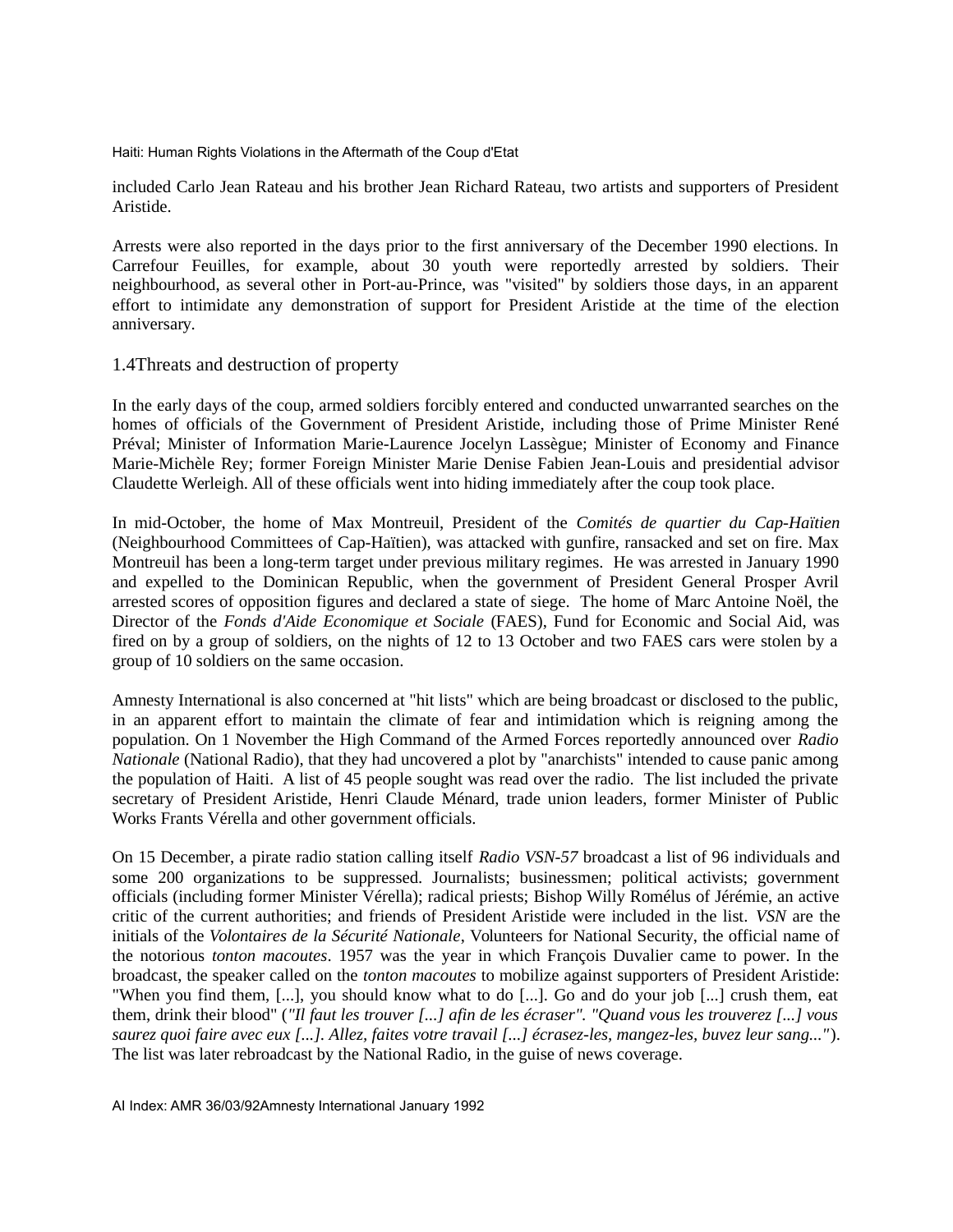included Carlo Jean Rateau and his brother Jean Richard Rateau, two artists and supporters of President Aristide.

Arrests were also reported in the days prior to the first anniversary of the December 1990 elections. In Carrefour Feuilles, for example, about 30 youth were reportedly arrested by soldiers. Their neighbourhood, as several other in Port-au-Prince, was "visited" by soldiers those days, in an apparent effort to intimidate any demonstration of support for President Aristide at the time of the election anniversary.

## 1.4 Threats and destruction of property

In the early days of the coup, armed soldiers forcibly entered and conducted unwarranted searches on the homes of officials of the Government of President Aristide, including those of Prime Minister René Préval; Minister of Information Marie-Laurence Jocelyn Lassègue; Minister of Economy and Finance Marie-Michèle Rey; former Foreign Minister Marie Denise Fabien Jean-Louis and presidential advisor Claudette Werleigh. All of these officials went into hiding immediately after the coup took place.

In mid-October, the home of Max Montreuil, President of the *Comités de quartier du Cap-Haïtien* (Neighbourhood Committees of Cap-Haïtien), was attacked with gunfire, ransacked and set on fire. Max Montreuil has been a long-term target under previous military regimes. He was arrested in January 1990 and expelled to the Dominican Republic, when the government of President General Prosper Avril arrested scores of opposition figures and declared a state of siege. The home of Marc Antoine Noël, the Director of the *Fonds d'Aide Economique et Sociale* (FAES), Fund for Economic and Social Aid, was fired on by a group of soldiers, on the nights of 12 to 13 October and two FAES cars were stolen by a group of 10 soldiers on the same occasion.

Amnesty International is also concerned at "hit lists" which are being broadcast or disclosed to the public, in an apparent effort to maintain the climate of fear and intimidation which is reigning among the population. On 1 November the High Command of the Armed Forces reportedly announced over *Radio Nationale* (National Radio), that they had uncovered a plot by "anarchists" intended to cause panic among the population of Haiti. A list of 45 people sought was read over the radio. The list included the private secretary of President Aristide, Henri Claude Ménard, trade union leaders, former Minister of Public Works Frants Vérella and other government officials.

On 15 December, a pirate radio station calling itself *Radio VSN-57* broadcast a list of 96 individuals and some 200 organizations to be suppressed. Journalists; businessmen; political activists; government officials (including former Minister Vérella); radical priests; Bishop Willy Romélus of Jérémie, an active critic of the current authorities; and friends of President Aristide were included in the list. *VSN* are the initials of the *Volontaires de la Sécurité Nationale*, Volunteers for National Security, the official name of the notorious *tonton macoutes*. 1957 was the year in which François Duvalier came to power. In the broadcast, the speaker called on the *tonton macoutes* to mobilize against supporters of President Aristide: "When you find them, [...], you should know what to do [...]. Go and do your job [...] crush them, eat them, drink their blood" (*"Il faut les trouver [...] afin de les écraser". "Quand vous les trouverez [...] vous saurez quoi faire avec eux [...]. Allez, faites votre travail [...] écrasez-les, mangez-les, buvez leur sang..."*). The list was later rebroadcast by the National Radio, in the guise of news coverage.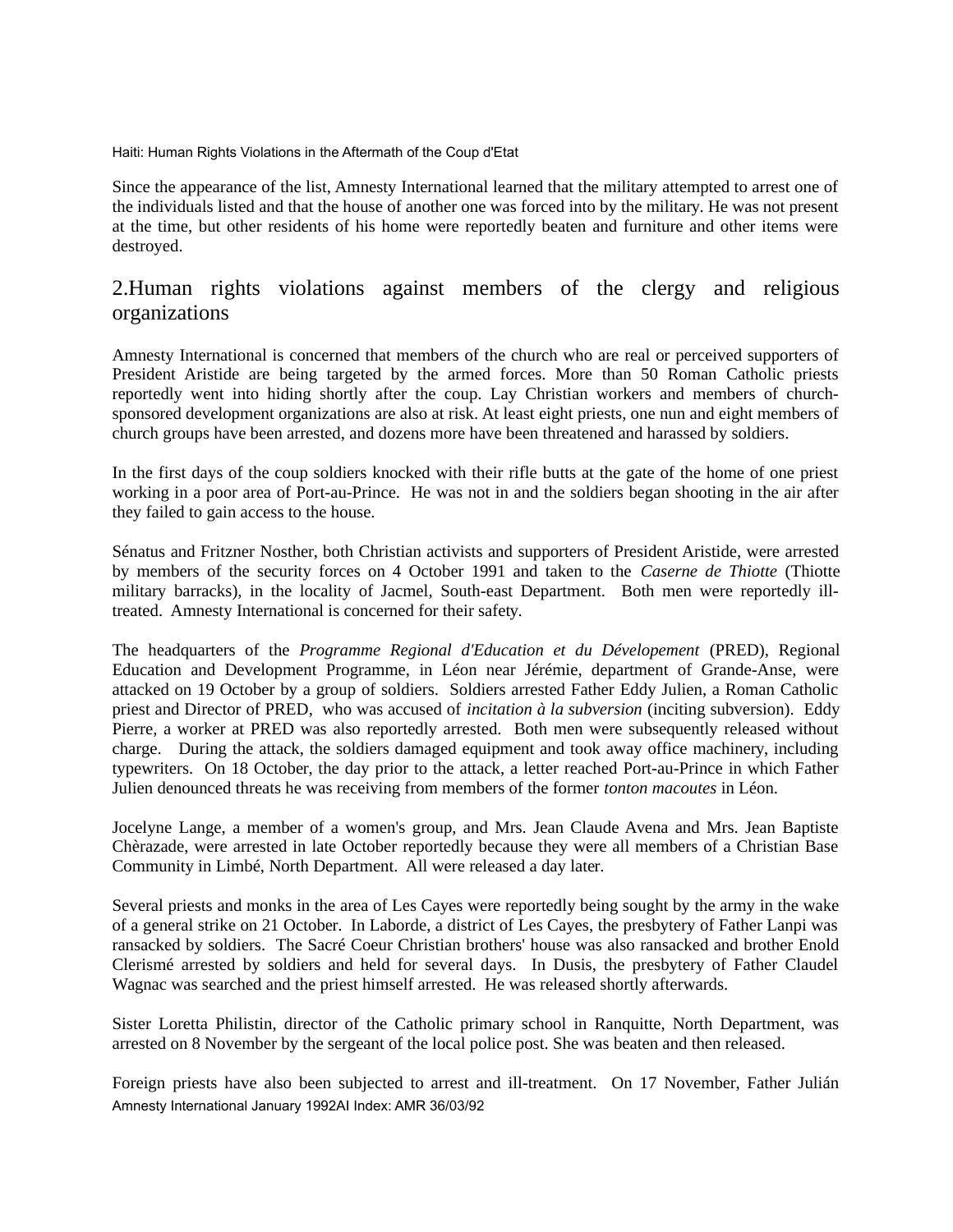Since the appearance of the list, Amnesty International learned that the military attempted to arrest one of the individuals listed and that the house of another one was forced into by the military. He was not present at the time, but other residents of his home were reportedly beaten and furniture and other items were destroyed.

## 2.Human rights violations against members of the clergy and religious organizations

Amnesty International is concerned that members of the church who are real or perceived supporters of President Aristide are being targeted by the armed forces. More than 50 Roman Catholic priests reportedly went into hiding shortly after the coup. Lay Christian workers and members of church-sponsored development organizations are also at risk. At least eight priests, one nun and eight members of church groups have been arrested, and dozens more have been threatened and harassed by soldiers.

In the first days of the coup soldiers knocked with their rifle butts at the gate of the home of one priest working in a poor area of Port-au-Prince. He was not in and the soldiers began shooting in the air after they failed to gain access to the house.

Sénatus and Fritzner Nosther, both Christian activists and supporters of President Aristide, were arrested by members of the security forces on 4 October 1991 and taken to the *Caserne de Thiotte* (Thiotte military barracks), in the locality of Jacmel, South-east Department. Both men were reportedly ill-treated. Amnesty International is concerned for their safety.

The headquarters of the *Programme Regional d'Education et du Dévelopement* (PRED), Regional Education and Development Programme, in Léon near Jérémie, department of Grande-Anse, were attacked on 19 October by a group of soldiers. Soldiers arrested Father Eddy Julien, a Roman Catholic priest and Director of PRED, who was accused of *incitation à la subversion* (inciting subversion). Eddy Pierre, a worker at PRED was also reportedly arrested. Both men were subsequently released without charge. During the attack, the soldiers damaged equipment and took away office machinery, including typewriters. On 18 October, the day prior to the attack, a letter reached Port-au-Prince in which Father Julien denounced threats he was receiving from members of the former *tonton macoutes* in Léon.

Jocelyne Lange, a member of a women's group, and Mrs. Jean Claude Avena and Mrs. Jean Baptiste Chèrazade, were arrested in late October reportedly because they were all members of a Christian Base Community in Limbé, North Department. All were released a day later.

Several priests and monks in the area of Les Cayes were reportedly being sought by the army in the wake of a general strike on 21 October. In Laborde, a district of Les Cayes, the presbytery of Father Lanpi was ransacked by soldiers. The Sacré Coeur Christian brothers' house was also ransacked and brother Enold Clerismé arrested by soldiers and held for several days. In Dusis, the presbytery of Father Claudel Wagnac was searched and the priest himself arrested. He was released shortly afterwards.

Sister Loretta Philistin, director of the Catholic primary school in Ranquitte, North Department, was arrested on 8 November by the sergeant of the local police post. She was beaten and then released.

Foreign priests have also been subjected to arrest and ill-treatment. On 17 November, Father Julián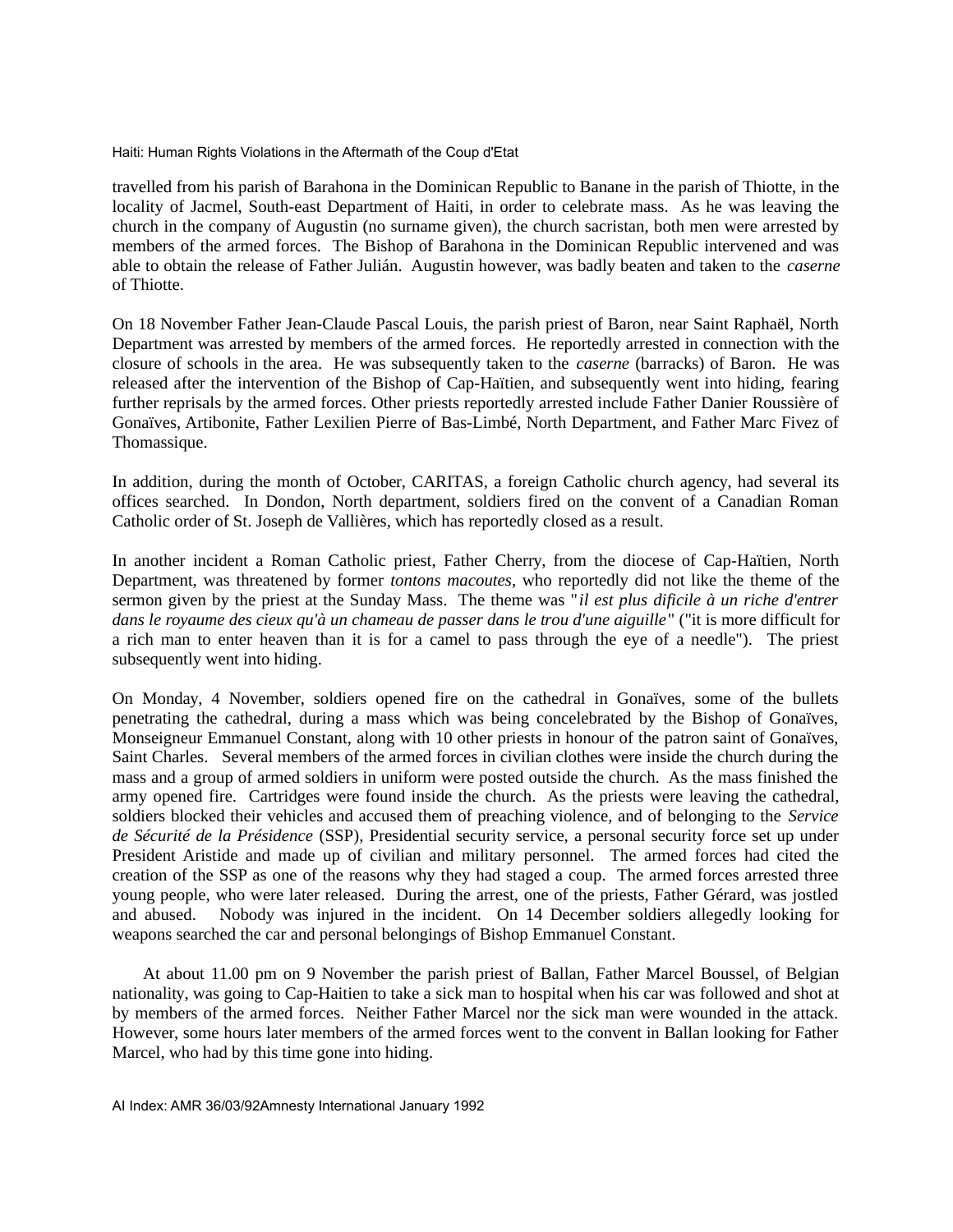travelled from his parish of Barahona in the Dominican Republic to Banane in the parish of Thiotte, in the locality of Jacmel, South-east Department of Haiti, in order to celebrate mass. As he was leaving the church in the company of Augustin (no surname given), the church sacristan, both men were arrested by members of the armed forces. The Bishop of Barahona in the Dominican Republic intervened and was able to obtain the release of Father Julián. Augustin however, was badly beaten and taken to the *caserne* of Thiotte.

On 18 November Father Jean-Claude Pascal Louis, the parish priest of Baron, near Saint Raphaël, North Department was arrested by members of the armed forces. He reportedly arrested in connection with the closure of schools in the area. He was subsequently taken to the *caserne* (barracks) of Baron. He was released after the intervention of the Bishop of Cap-Haïtien, and subsequently went into hiding, fearing further reprisals by the armed forces. Other priests reportedly arrested include Father Danier Roussière of Gonaïves, Artibonite, Father Lexilien Pierre of Bas-Limbé, North Department, and Father Marc Fivez of Thomassique.

In addition, during the month of October, CARITAS, a foreign Catholic church agency, had several its offices searched. In Dondon, North department, soldiers fired on the convent of a Canadian Roman Catholic order of St. Joseph de Vallières, which has reportedly closed as a result.

In another incident a Roman Catholic priest, Father Cherry, from the diocese of Cap-Haïtien, North Department, was threatened by former *tontons macoutes*, who reportedly did not like the theme of the sermon given by the priest at the Sunday Mass. The theme was "*il est plus dificile à un riche d'entrer dans le royaume des cieux qu'à un chameau de passer dans le trou d'une aiguille*" ("it is more difficult for a rich man to enter heaven than it is for a camel to pass through the eye of a needle"). The priest subsequently went into hiding.

On Monday, 4 November, soldiers opened fire on the cathedral in Gonaïves, some of the bullets penetrating the cathedral, during a mass which was being concelebrated by the Bishop of Gonaïves, Monseigneur Emmanuel Constant, along with 10 other priests in honour of the patron saint of Gonaïves, Saint Charles. Several members of the armed forces in civilian clothes were inside the church during the mass and a group of armed soldiers in uniform were posted outside the church. As the mass finished the army opened fire. Cartridges were found inside the church. As the priests were leaving the cathedral, soldiers blocked their vehicles and accused them of preaching violence, and of belonging to the *Service de Sécurité de la Présidence* (SSP), Presidential security service, a personal security force set up under President Aristide and made up of civilian and military personnel. The armed forces had cited the creation of the SSP as one of the reasons why they had staged a coup. The armed forces arrested three young people, who were later released. During the arrest, one of the priests, Father Gérard, was jostled and abused. Nobody was injured in the incident. On 14 December soldiers allegedly looking for weapons searched the car and personal belongings of Bishop Emmanuel Constant.

At about 11.00 pm on 9 November the parish priest of Ballan, Father Marcel Boussel, of Belgian nationality, was going to Cap-Haitien to take a sick man to hospital when his car was followed and shot at by members of the armed forces. Neither Father Marcel nor the sick man were wounded in the attack. However, some hours later members of the armed forces went to the convent in Ballan looking for Father Marcel, who had by this time gone into hiding.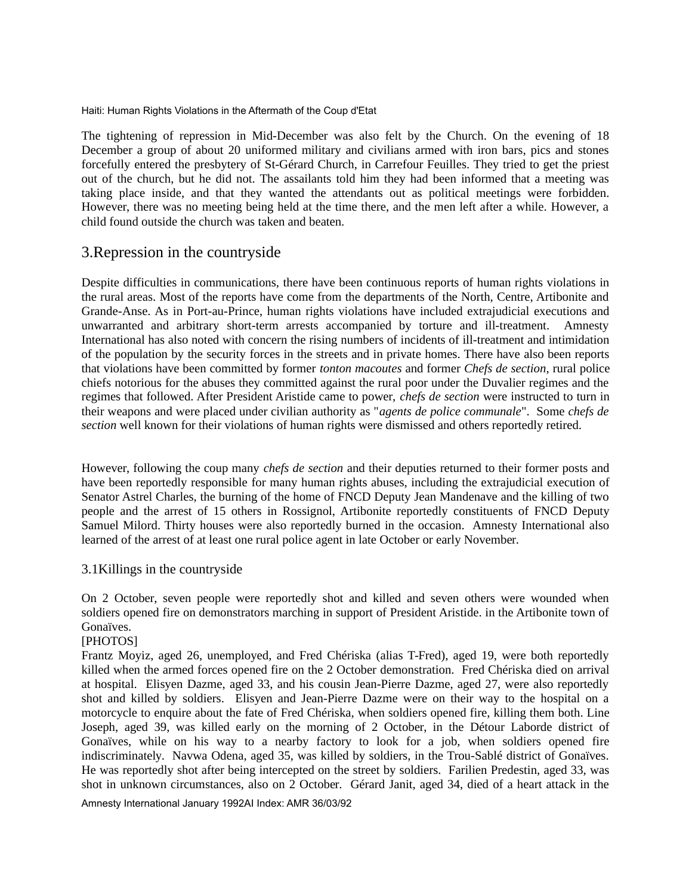The tightening of repression in Mid-December was also felt by the Church. On the evening of 18 December a group of about 20 uniformed military and civilians armed with iron bars, pics and stones forcefully entered the presbytery of St-Gérard Church, in Carrefour Feuilles. They tried to get the priest out of the church, but he did not. The assailants told him they had been informed that a meeting was taking place inside, and that they wanted the attendants out as political meetings were forbidden. However, there was no meeting being held at the time there, and the men left after a while. However, a child found outside the church was taken and beaten.

## 3.Repression in the countryside

Despite difficulties in communications, there have been continuous reports of human rights violations in the rural areas. Most of the reports have come from the departments of the North, Centre, Artibonite and Grande-Anse. As in Port-au-Prince, human rights violations have included extrajudicial executions and unwarranted and arbitrary short-term arrests accompanied by torture and ill-treatment. Amnesty International has also noted with concern the rising numbers of incidents of ill-treatment and intimidation of the population by the security forces in the streets and in private homes. There have also been reports that violations have been committed by former *tonton macoutes* and former *Chefs de section*, rural police chiefs notorious for the abuses they committed against the rural poor under the Duvalier regimes and the regimes that followed. After President Aristide came to power, *chefs de section* were instructed to turn in their weapons and were placed under civilian authority as "*agents de police communale*". Some *chefs de section* well known for their violations of human rights were dismissed and others reportedly retired.

However, following the coup many *chefs de section* and their deputies returned to their former posts and have been reportedly responsible for many human rights abuses, including the extrajudicial execution of Senator Astrel Charles, the burning of the home of FNCD Deputy Jean Mandenave and the killing of two people and the arrest of 15 others in Rossignol, Artibonite reportedly constituents of FNCD Deputy Samuel Milord. Thirty houses were also reportedly burned in the occasion. Amnesty International also learned of the arrest of at least one rural police agent in late October or early November.

### 3.1Killings in the countryside

On 2 October, seven people were reportedly shot and killed and seven others were wounded when soldiers opened fire on demonstrators marching in support of President Aristide. in the Artibonite town of Gonaïves.

[PHOTOS]

Frantz Moyiz, aged 26, unemployed, and Fred Chériska (alias T-Fred), aged 19, were both reportedly killed when the armed forces opened fire on the 2 October demonstration. Fred Chériska died on arrival at hospital. Elisyen Dazme, aged 33, and his cousin Jean-Pierre Dazme, aged 27, were also reportedly shot and killed by soldiers. Elisyen and Jean-Pierre Dazme were on their way to the hospital on a motorcycle to enquire about the fate of Fred Chériska, when soldiers opened fire, killing them both. Line Joseph, aged 39, was killed early on the morning of 2 October, in the Détour Laborde district of Gonaïves, while on his way to a nearby factory to look for a job, when soldiers opened fire indiscriminately. Navwa Odena, aged 35, was killed by soldiers, in the Trou-Sablé district of Gonaïves. He was reportedly shot after being intercepted on the street by soldiers. Farilien Predestin, aged 33, was shot in unknown circumstances, also on 2 October. Gérard Janit, aged 34, died of a heart attack in the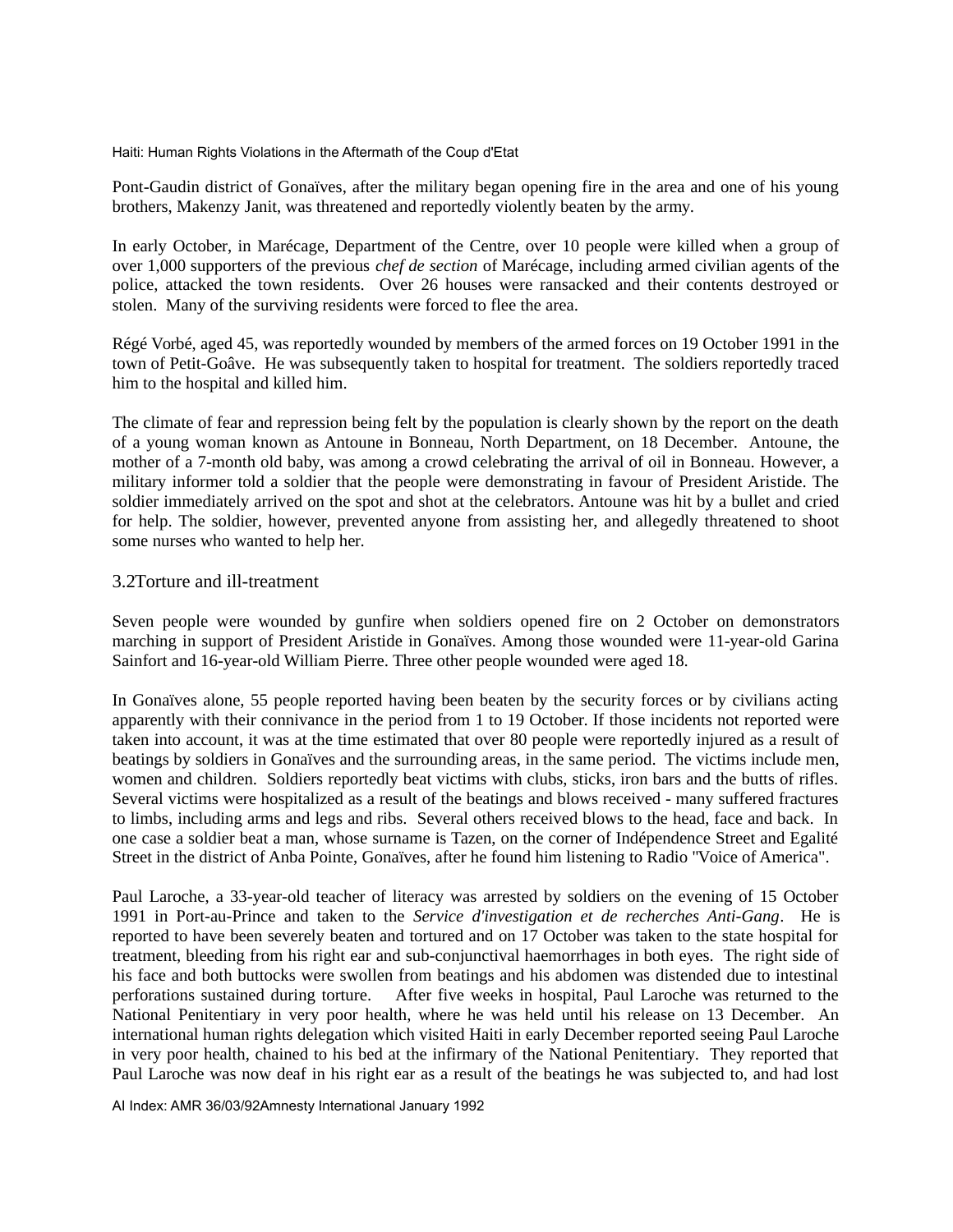Pont-Gaudin district of Gonaïves, after the military began opening fire in the area and one of his young brothers, Makenzy Janit, was threatened and reportedly violently beaten by the army.

In early October, in Marécage, Department of the Centre, over 10 people were killed when a group of over 1,000 supporters of the previous *chef de section* of Marécage, including armed civilian agents of the police, attacked the town residents. Over 26 houses were ransacked and their contents destroyed or stolen. Many of the surviving residents were forced to flee the area.

Régé Vorbé, aged 45, was reportedly wounded by members of the armed forces on 19 October 1991 in the town of Petit-Goâve. He was subsequently taken to hospital for treatment. The soldiers reportedly traced him to the hospital and killed him.

The climate of fear and repression being felt by the population is clearly shown by the report on the death of a young woman known as Antoune in Bonneau, North Department, on 18 December. Antoune, the mother of a 7-month old baby, was among a crowd celebrating the arrival of oil in Bonneau. However, a military informer told a soldier that the people were demonstrating in favour of President Aristide. The soldier immediately arrived on the spot and shot at the celebrators. Antoune was hit by a bullet and cried for help. The soldier, however, prevented anyone from assisting her, and allegedly threatened to shoot some nurses who wanted to help her.

## 3.2 Torture and ill-treatment

Seven people were wounded by gunfire when soldiers opened fire on 2 October on demonstrators marching in support of President Aristide in Gonaïves. Among those wounded were 11-year-old Garina Sainfort and 16-year-old William Pierre. Three other people wounded were aged 18.

In Gonaïves alone, 55 people reported having been beaten by the security forces or by civilians acting apparently with their connivance in the period from 1 to 19 October. If those incidents not reported were taken into account, it was at the time estimated that over 80 people were reportedly injured as a result of beatings by soldiers in Gonaïves and the surrounding areas, in the same period. The victims include men, women and children. Soldiers reportedly beat victims with clubs, sticks, iron bars and the butts of rifles. Several victims were hospitalized as a result of the beatings and blows received - many suffered fractures to limbs, including arms and legs and ribs. Several others received blows to the head, face and back. In one case a soldier beat a man, whose surname is Tazen, on the corner of Indépendence Street and Egalité Street in the district of Anba Pointe, Gonaïves, after he found him listening to Radio "Voice of America".

Paul Laroche, a 33-year-old teacher of literacy was arrested by soldiers on the evening of 15 October 1991 in Port-au-Prince and taken to the *Service d'investigation et de recherches Anti-Gang*. He is reported to have been severely beaten and tortured and on 17 October was taken to the state hospital for treatment, bleeding from his right ear and sub-conjunctival haemorrhages in both eyes. The right side of his face and both buttocks were swollen from beatings and his abdomen was distended due to intestinal perforations sustained during torture. After five weeks in hospital, Paul Laroche was returned to the National Penitentiary in very poor health, where he was held until his release on 13 December. An international human rights delegation which visited Haiti in early December reported seeing Paul Laroche in very poor health, chained to his bed at the infirmary of the National Penitentiary. They reported that Paul Laroche was now deaf in his right ear as a result of the beatings he was subjected to, and had lost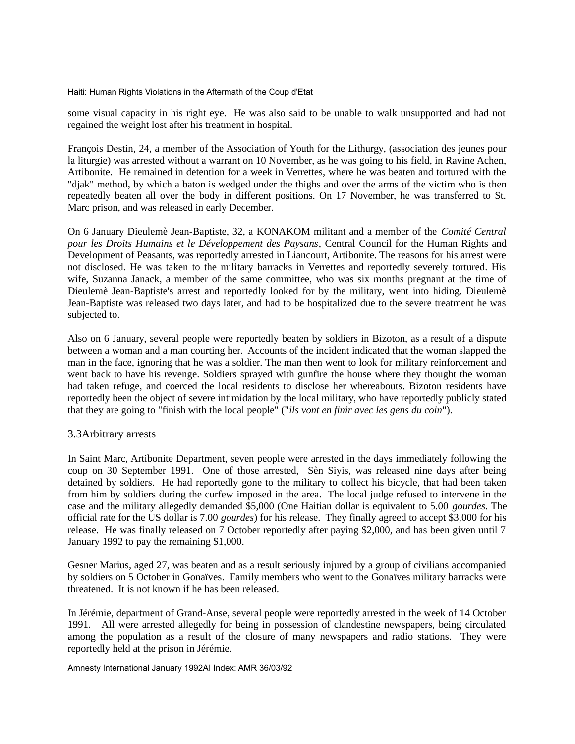some visual capacity in his right eye. He was also said to be unable to walk unsupported and had not regained the weight lost after his treatment in hospital.

François Destin, 24, a member of the Association of Youth for the Lithurgy, (association des jeunes pour la liturgie) was arrested without a warrant on 10 November, as he was going to his field, in Ravine Achen, Artibonite. He remained in detention for a week in Verrettes, where he was beaten and tortured with the "djak" method, by which a baton is wedged under the thighs and over the arms of the victim who is then repeatedly beaten all over the body in different positions. On 17 November, he was transferred to St. Marc prison, and was released in early December.

On 6 January Dieulemè Jean-Baptiste, 32, a KONAKOM militant and a member of the *Comité Central pour les Droits Humains et le Développement des Paysans*, Central Council for the Human Rights and Development of Peasants, was reportedly arrested in Liancourt, Artibonite. The reasons for his arrest were not disclosed. He was taken to the military barracks in Verrettes and reportedly severely tortured. His wife, Suzanna Janack, a member of the same committee, who was six months pregnant at the time of Dieulemè Jean-Baptiste's arrest and reportedly looked for by the military, went into hiding. Dieulemè Jean-Baptiste was released two days later, and had to be hospitalized due to the severe treatment he was subjected to.

Also on 6 January, several people were reportedly beaten by soldiers in Bizoton, as a result of a dispute between a woman and a man courting her. Accounts of the incident indicated that the woman slapped the man in the face, ignoring that he was a soldier. The man then went to look for military reinforcement and went back to have his revenge. Soldiers sprayed with gunfire the house where they thought the woman had taken refuge, and coerced the local residents to disclose her whereabouts. Bizoton residents have reportedly been the object of severe intimidation by the local military, who have reportedly publicly stated that they are going to "finish with the local people" ("*ils vont en finir avec les gens du coin*").

## 3.3 Arbitrary arrests

In Saint Marc, Artibonite Department, seven people were arrested in the days immediately following the coup on 30 September 1991. One of those arrested, Sèn Siyis, was released nine days after being detained by soldiers. He had reportedly gone to the military to collect his bicycle, that had been taken from him by soldiers during the curfew imposed in the area. The local judge refused to intervene in the case and the military allegedly demanded $5,000 (One Haitian dollar is equivalent to 5.00 *gourdes*. The official rate for the US dollar is 7.00 *gourdes*) for his release. They finally agreed to accept $3,000 for his release. He was finally released on 7 October reportedly after paying $2,000, and has been given until 7 January 1992 to pay the remaining $1,000.

Gesner Marius, aged 27, was beaten and as a result seriously injured by a group of civilians accompanied by soldiers on 5 October in Gonaïves. Family members who went to the Gonaïves military barracks were threatened. It is not known if he has been released.

In Jérémie, department of Grand-Anse, several people were reportedly arrested in the week of 14 October 1991. All were arrested allegedly for being in possession of clandestine newspapers, being circulated among the population as a result of the closure of many newspapers and radio stations. They were reportedly held at the prison in Jérémie.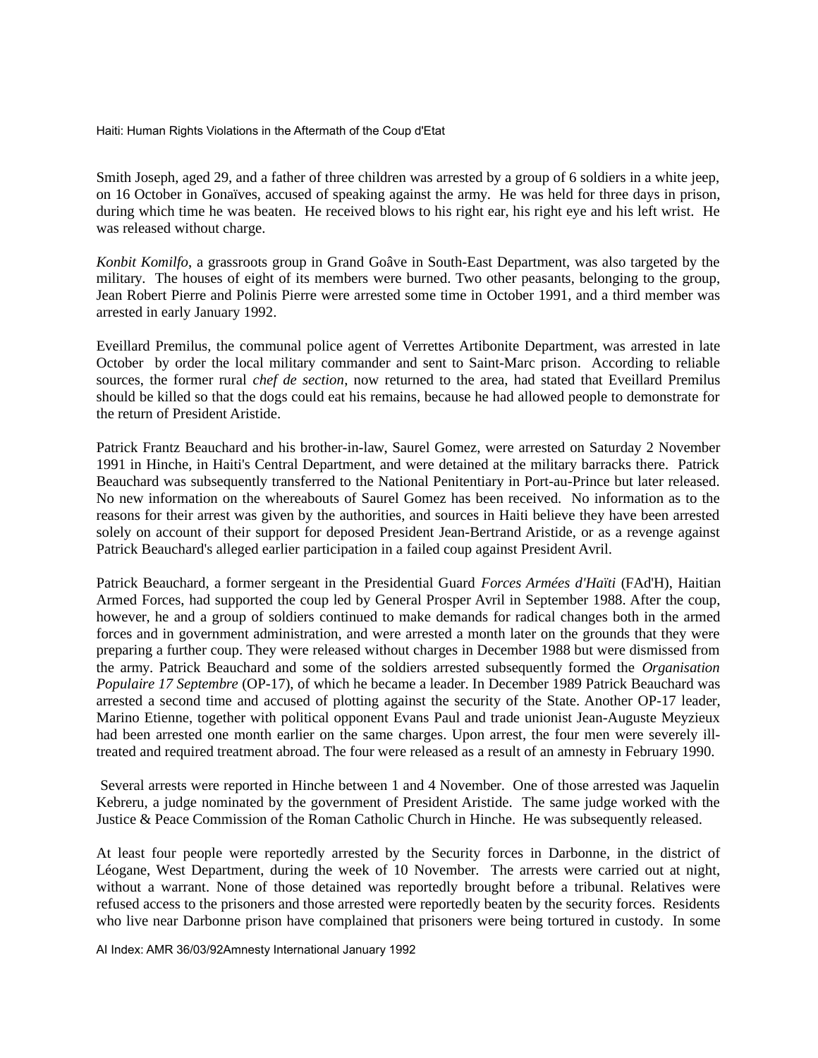Smith Joseph, aged 29, and a father of three children was arrested by a group of 6 soldiers in a white jeep, on 16 October in Gonaïves, accused of speaking against the army. He was held for three days in prison, during which time he was beaten. He received blows to his right ear, his right eye and his left wrist. He was released without charge.

*Konbit Komilfo*, a grassroots group in Grand Goâve in South-East Department, was also targeted by the military. The houses of eight of its members were burned. Two other peasants, belonging to the group, Jean Robert Pierre and Polinis Pierre were arrested some time in October 1991, and a third member was arrested in early January 1992.

Eveillard Premilus, the communal police agent of Verrettes Artibonite Department, was arrested in late October by order the local military commander and sent to Saint-Marc prison. According to reliable sources, the former rural *chef de section*, now returned to the area, had stated that Eveillard Premilus should be killed so that the dogs could eat his remains, because he had allowed people to demonstrate for the return of President Aristide.

Patrick Frantz Beauchard and his brother-in-law, Saurel Gomez, were arrested on Saturday 2 November 1991 in Hinche, in Haiti's Central Department, and were detained at the military barracks there. Patrick Beauchard was subsequently transferred to the National Penitentiary in Port-au-Prince but later released. No new information on the whereabouts of Saurel Gomez has been received. No information as to the reasons for their arrest was given by the authorities, and sources in Haiti believe they have been arrested solely on account of their support for deposed President Jean-Bertrand Aristide, or as a revenge against Patrick Beauchard's alleged earlier participation in a failed coup against President Avril.

Patrick Beauchard, a former sergeant in the Presidential Guard *Forces Armées d'Haïti* (FAd'H), Haitian Armed Forces, had supported the coup led by General Prosper Avril in September 1988. After the coup, however, he and a group of soldiers continued to make demands for radical changes both in the armed forces and in government administration, and were arrested a month later on the grounds that they were preparing a further coup. They were released without charges in December 1988 but were dismissed from the army. Patrick Beauchard and some of the soldiers arrested subsequently formed the *Organisation Populaire 17 Septembre* (OP-17), of which he became a leader. In December 1989 Patrick Beauchard was arrested a second time and accused of plotting against the security of the State. Another OP-17 leader, Marino Etienne, together with political opponent Evans Paul and trade unionist Jean-Auguste Meyzieux had been arrested one month earlier on the same charges. Upon arrest, the four men were severely ill-treated and required treatment abroad. The four were released as a result of an amnesty in February 1990.

Several arrests were reported in Hinche between 1 and 4 November. One of those arrested was Jaquelin Kebreru, a judge nominated by the government of President Aristide. The same judge worked with the Justice & Peace Commission of the Roman Catholic Church in Hinche. He was subsequently released.

At least four people were reportedly arrested by the Security forces in Darbonne, in the district of Léogane, West Department, during the week of 10 November. The arrests were carried out at night, without a warrant. None of those detained was reportedly brought before a tribunal. Relatives were refused access to the prisoners and those arrested were reportedly beaten by the security forces. Residents who live near Darbonne prison have complained that prisoners were being tortured in custody. In some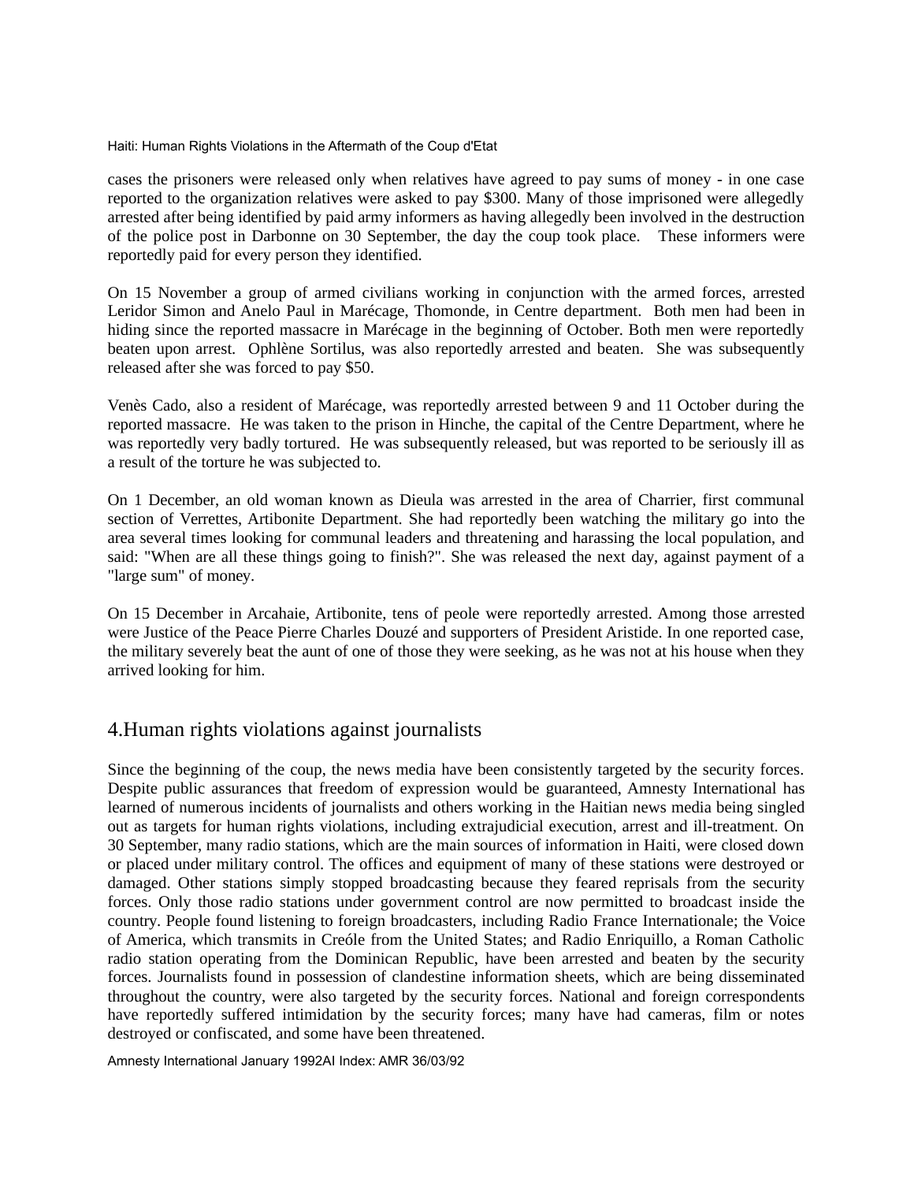cases the prisoners were released only when relatives have agreed to pay sums of money - in one case reported to the organization relatives were asked to pay $300. Many of those imprisoned were allegedly arrested after being identified by paid army informers as having allegedly been involved in the destruction of the police post in Darbonne on 30 September, the day the coup took place. These informers were reportedly paid for every person they identified.

On 15 November a group of armed civilians working in conjunction with the armed forces, arrested Leridor Simon and Anelo Paul in Marécage, Thomonde, in Centre department. Both men had been in hiding since the reported massacre in Marécage in the beginning of October. Both men were reportedly beaten upon arrest. Ophlène Sortilus, was also reportedly arrested and beaten. She was subsequently released after she was forced to pay $50.

Venès Cado, also a resident of Marécage, was reportedly arrested between 9 and 11 October during the reported massacre. He was taken to the prison in Hinche, the capital of the Centre Department, where he was reportedly very badly tortured. He was subsequently released, but was reported to be seriously ill as a result of the torture he was subjected to.

On 1 December, an old woman known as Dieula was arrested in the area of Charrier, first communal section of Verrettes, Artibonite Department. She had reportedly been watching the military go into the area several times looking for communal leaders and threatening and harassing the local population, and said: "When are all these things going to finish?". She was released the next day, against payment of a "large sum" of money.

On 15 December in Arcahaie, Artibonite, tens of peole were reportedly arrested. Among those arrested were Justice of the Peace Pierre Charles Douzé and supporters of President Aristide. In one reported case, the military severely beat the aunt of one of those they were seeking, as he was not at his house when they arrived looking for him.

## 4.Human rights violations against journalists

Since the beginning of the coup, the news media have been consistently targeted by the security forces. Despite public assurances that freedom of expression would be guaranteed, Amnesty International has learned of numerous incidents of journalists and others working in the Haitian news media being singled out as targets for human rights violations, including extrajudicial execution, arrest and ill-treatment. On 30 September, many radio stations, which are the main sources of information in Haiti, were closed down or placed under military control. The offices and equipment of many of these stations were destroyed or damaged. Other stations simply stopped broadcasting because they feared reprisals from the security forces. Only those radio stations under government control are now permitted to broadcast inside the country. People found listening to foreign broadcasters, including Radio France Internationale; the Voice of America, which transmits in Creóle from the United States; and Radio Enriquillo, a Roman Catholic radio station operating from the Dominican Republic, have been arrested and beaten by the security forces. Journalists found in possession of clandestine information sheets, which are being disseminated throughout the country, were also targeted by the security forces. National and foreign correspondents have reportedly suffered intimidation by the security forces; many have had cameras, film or notes destroyed or confiscated, and some have been threatened.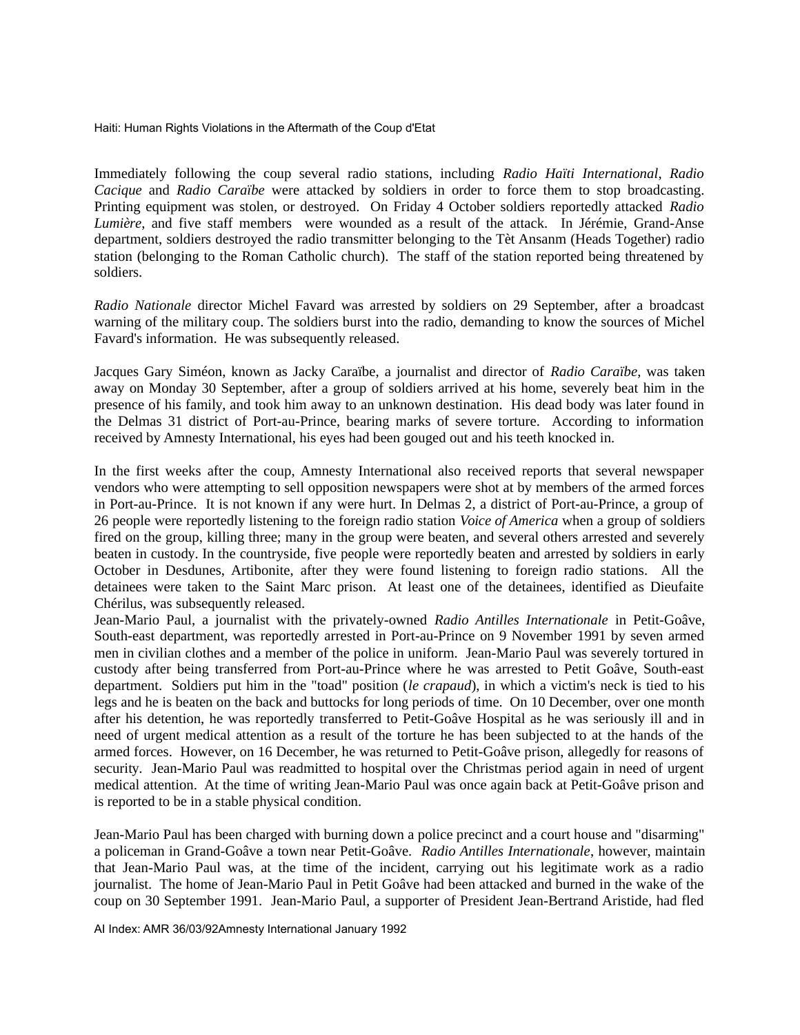Immediately following the coup several radio stations, including *Radio Haïti International*, *Radio Cacique* and *Radio Caraïbe* were attacked by soldiers in order to force them to stop broadcasting. Printing equipment was stolen, or destroyed. On Friday 4 October soldiers reportedly attacked *Radio Lumière*, and five staff members were wounded as a result of the attack. In Jérémie, Grand-Anse department, soldiers destroyed the radio transmitter belonging to the Tèt Ansanm (Heads Together) radio station (belonging to the Roman Catholic church). The staff of the station reported being threatened by soldiers.

*Radio Nationale* director Michel Favard was arrested by soldiers on 29 September, after a broadcast warning of the military coup. The soldiers burst into the radio, demanding to know the sources of Michel Favard's information. He was subsequently released.

Jacques Gary Siméon, known as Jacky Caraïbe, a journalist and director of *Radio Caraïbe*, was taken away on Monday 30 September, after a group of soldiers arrived at his home, severely beat him in the presence of his family, and took him away to an unknown destination. His dead body was later found in the Delmas 31 district of Port-au-Prince, bearing marks of severe torture. According to information received by Amnesty International, his eyes had been gouged out and his teeth knocked in.

In the first weeks after the coup, Amnesty International also received reports that several newspaper vendors who were attempting to sell opposition newspapers were shot at by members of the armed forces in Port-au-Prince. It is not known if any were hurt. In Delmas 2, a district of Port-au-Prince, a group of 26 people were reportedly listening to the foreign radio station *Voice of America* when a group of soldiers fired on the group, killing three; many in the group were beaten, and several others arrested and severely beaten in custody. In the countryside, five people were reportedly beaten and arrested by soldiers in early October in Desdunes, Artibonite, after they were found listening to foreign radio stations. All the detainees were taken to the Saint Marc prison. At least one of the detainees, identified as Dieufaite Chérilus, was subsequently released.

Jean-Mario Paul, a journalist with the privately-owned *Radio Antilles Internationale* in Petit-Goâve, South-east department, was reportedly arrested in Port-au-Prince on 9 November 1991 by seven armed men in civilian clothes and a member of the police in uniform. Jean-Mario Paul was severely tortured in custody after being transferred from Port-au-Prince where he was arrested to Petit Goâve, South-east department. Soldiers put him in the "toad" position (*le crapaud*), in which a victim's neck is tied to his legs and he is beaten on the back and buttocks for long periods of time. On 10 December, over one month after his detention, he was reportedly transferred to Petit-Goâve Hospital as he was seriously ill and in need of urgent medical attention as a result of the torture he has been subjected to at the hands of the armed forces. However, on 16 December, he was returned to Petit-Goâve prison, allegedly for reasons of security. Jean-Mario Paul was readmitted to hospital over the Christmas period again in need of urgent medical attention. At the time of writing Jean-Mario Paul was once again back at Petit-Goâve prison and is reported to be in a stable physical condition.

Jean-Mario Paul has been charged with burning down a police precinct and a court house and "disarming" a policeman in Grand-Goâve a town near Petit-Goâve. *Radio Antilles Internationale*, however, maintain that Jean-Mario Paul was, at the time of the incident, carrying out his legitimate work as a radio journalist. The home of Jean-Mario Paul in Petit Goâve had been attacked and burned in the wake of the coup on 30 September 1991. Jean-Mario Paul, a supporter of President Jean-Bertrand Aristide, had fled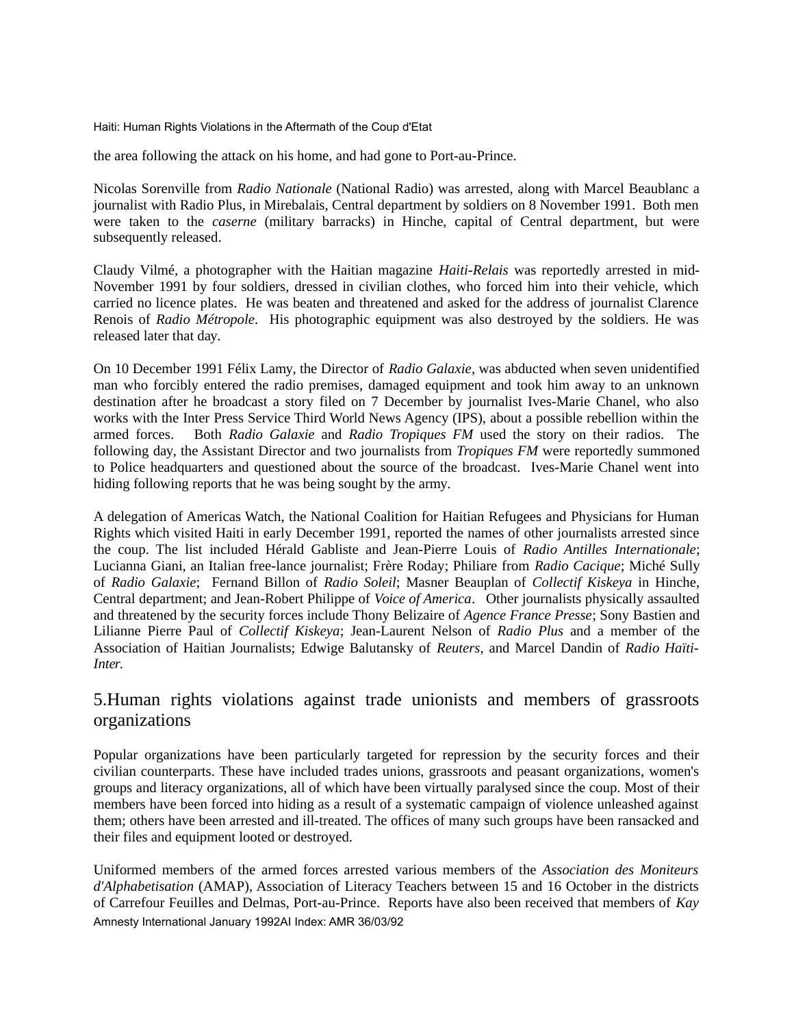the area following the attack on his home, and had gone to Port-au-Prince.

Nicolas Sorenville from *Radio Nationale* (National Radio) was arrested, along with Marcel Beaublanc a journalist with Radio Plus, in Mirebalais, Central department by soldiers on 8 November 1991. Both men were taken to the *caserne* (military barracks) in Hinche, capital of Central department, but were subsequently released.

Claudy Vilmé, a photographer with the Haitian magazine *Haiti-Relais* was reportedly arrested in mid-November 1991 by four soldiers, dressed in civilian clothes, who forced him into their vehicle, which carried no licence plates. He was beaten and threatened and asked for the address of journalist Clarence Renois of *Radio Métropole*. His photographic equipment was also destroyed by the soldiers. He was released later that day.

On 10 December 1991 Félix Lamy, the Director of *Radio Galaxie*, was abducted when seven unidentified man who forcibly entered the radio premises, damaged equipment and took him away to an unknown destination after he broadcast a story filed on 7 December by journalist Ives-Marie Chanel, who also works with the Inter Press Service Third World News Agency (IPS), about a possible rebellion within the armed forces. Both *Radio Galaxie* and *Radio Tropiques FM* used the story on their radios. The following day, the Assistant Director and two journalists from *Tropiques FM* were reportedly summoned to Police headquarters and questioned about the source of the broadcast. Ives-Marie Chanel went into hiding following reports that he was being sought by the army.

A delegation of Americas Watch, the National Coalition for Haitian Refugees and Physicians for Human Rights which visited Haiti in early December 1991, reported the names of other journalists arrested since the coup. The list included Hérald Gabliste and Jean-Pierre Louis of *Radio Antilles Internationale*; Lucianna Giani, an Italian free-lance journalist; Frère Roday; Philiare from *Radio Cacique*; Miché Sully of *Radio Galaxie*; Fernand Billon of *Radio Soleil*; Masner Beauplan of *Collectif Kiskeya* in Hinche, Central department; and Jean-Robert Philippe of *Voice of America*. Other journalists physically assaulted and threatened by the security forces include Thony Belizaire of *Agence France Presse*; Sony Bastien and Lilianne Pierre Paul of *Collectif Kiskeya*; Jean-Laurent Nelson of *Radio Plus* and a member of the Association of Haitian Journalists; Edwige Balutansky of *Reuters*, and Marcel Dandin of *Radio Haïti-Inter.*

## 5.Human rights violations against trade unionists and members of grassroots organizations

Popular organizations have been particularly targeted for repression by the security forces and their civilian counterparts. These have included trades unions, grassroots and peasant organizations, women's groups and literacy organizations, all of which have been virtually paralysed since the coup. Most of their members have been forced into hiding as a result of a systematic campaign of violence unleashed against them; others have been arrested and ill-treated. The offices of many such groups have been ransacked and their files and equipment looted or destroyed.

Uniformed members of the armed forces arrested various members of the *Association des Moniteurs d'Alphabetisation* (AMAP), Association of Literacy Teachers between 15 and 16 October in the districts of Carrefour Feuilles and Delmas, Port-au-Prince. Reports have also been received that members of *Kay*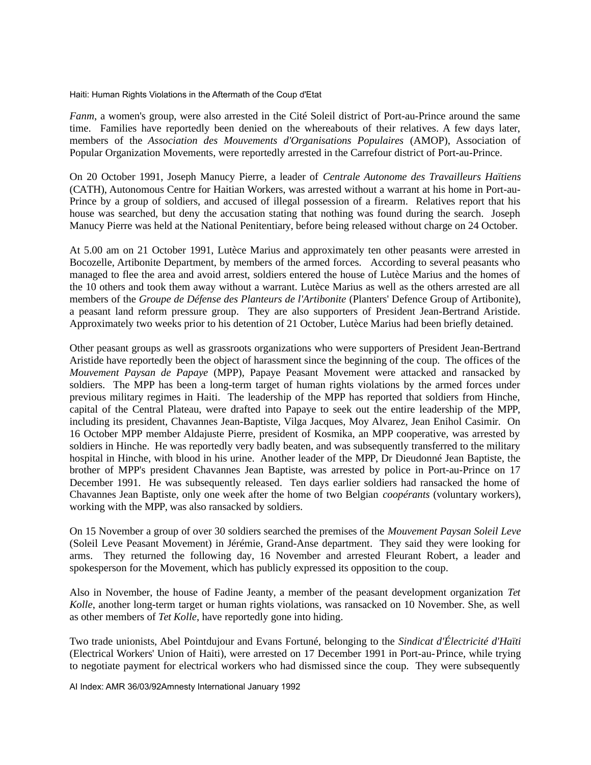*Fanm*, a women's group, were also arrested in the Cité Soleil district of Port-au-Prince around the same time. Families have reportedly been denied on the whereabouts of their relatives. A few days later, members of the *Association des Mouvements d'Organisations Populaires* (AMOP), Association of Popular Organization Movements, were reportedly arrested in the Carrefour district of Port-au-Prince.

On 20 October 1991, Joseph Manucy Pierre, a leader of *Centrale Autonome des Travailleurs Haïtiens* (CATH), Autonomous Centre for Haitian Workers, was arrested without a warrant at his home in Port-au-Prince by a group of soldiers, and accused of illegal possession of a firearm. Relatives report that his house was searched, but deny the accusation stating that nothing was found during the search. Joseph Manucy Pierre was held at the National Penitentiary, before being released without charge on 24 October.

At 5.00 am on 21 October 1991, Lutèce Marius and approximately ten other peasants were arrested in Bocozelle, Artibonite Department, by members of the armed forces. According to several peasants who managed to flee the area and avoid arrest, soldiers entered the house of Lutèce Marius and the homes of the 10 others and took them away without a warrant. Lutèce Marius as well as the others arrested are all members of the *Groupe de Défense des Planteurs de l'Artibonite* (Planters' Defence Group of Artibonite), a peasant land reform pressure group. They are also supporters of President Jean-Bertrand Aristide. Approximately two weeks prior to his detention of 21 October, Lutèce Marius had been briefly detained.

Other peasant groups as well as grassroots organizations who were supporters of President Jean-Bertrand Aristide have reportedly been the object of harassment since the beginning of the coup. The offices of the *Mouvement Paysan de Papaye* (MPP), Papaye Peasant Movement were attacked and ransacked by soldiers. The MPP has been a long-term target of human rights violations by the armed forces under previous military regimes in Haiti. The leadership of the MPP has reported that soldiers from Hinche, capital of the Central Plateau, were drafted into Papaye to seek out the entire leadership of the MPP, including its president, Chavannes Jean-Baptiste, Vilga Jacques, Moy Alvarez, Jean Enihol Casimir. On 16 October MPP member Aldajuste Pierre, president of Kosmika, an MPP cooperative, was arrested by soldiers in Hinche. He was reportedly very badly beaten, and was subsequently transferred to the military hospital in Hinche, with blood in his urine. Another leader of the MPP, Dr Dieudonné Jean Baptiste, the brother of MPP's president Chavannes Jean Baptiste, was arrested by police in Port-au-Prince on 17 December 1991. He was subsequently released. Ten days earlier soldiers had ransacked the home of Chavannes Jean Baptiste, only one week after the home of two Belgian *coopérants* (voluntary workers), working with the MPP, was also ransacked by soldiers.

On 15 November a group of over 30 soldiers searched the premises of the *Mouvement Paysan Soleil Leve* (Soleil Leve Peasant Movement) in Jérémie, Grand-Anse department. They said they were looking for arms. They returned the following day, 16 November and arrested Fleurant Robert, a leader and spokesperson for the Movement, which has publicly expressed its opposition to the coup.

Also in November, the house of Fadine Jeanty, a member of the peasant development organization *Tet Kolle*, another long-term target or human rights violations, was ransacked on 10 November. She, as well as other members of *Tet Kolle*, have reportedly gone into hiding.

Two trade unionists, Abel Pointdujour and Evans Fortuné, belonging to the *Sindicat d'Électricité d'Haïti* (Electrical Workers' Union of Haiti), were arrested on 17 December 1991 in Port-au-Prince, while trying to negotiate payment for electrical workers who had dismissed since the coup. They were subsequently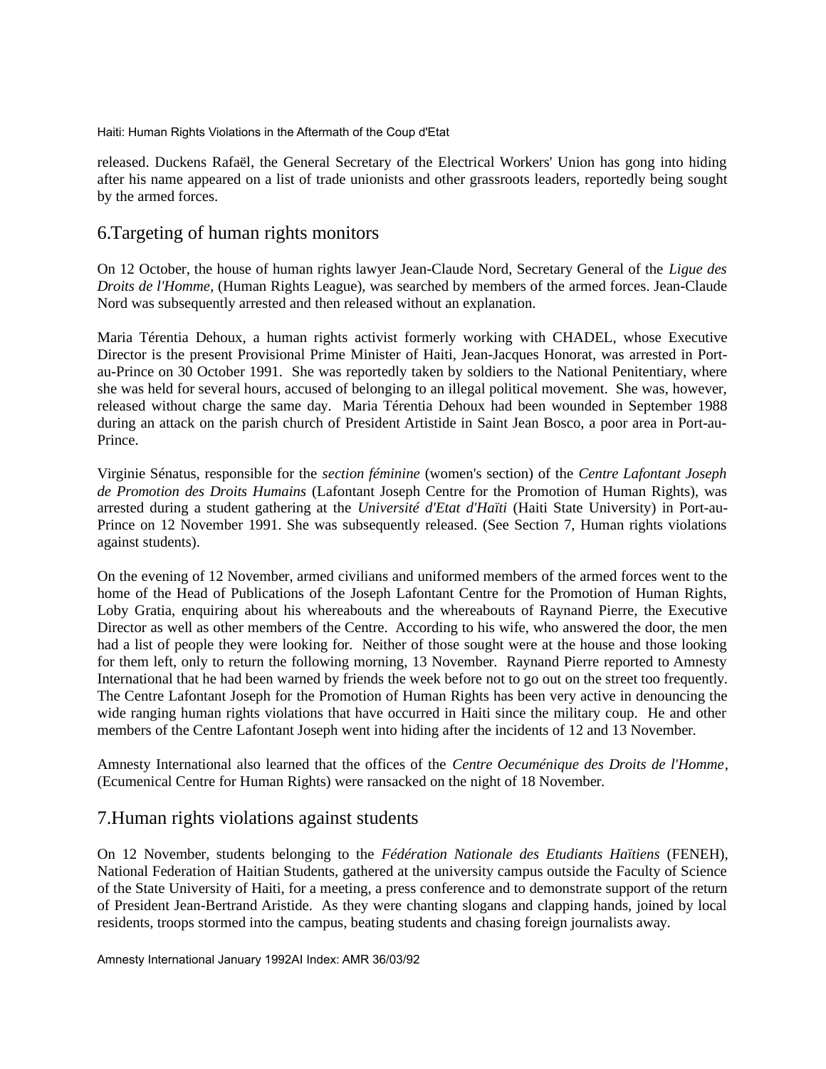released. Duckens Rafaël, the General Secretary of the Electrical Workers' Union has gong into hiding after his name appeared on a list of trade unionists and other grassroots leaders, reportedly being sought by the armed forces.

## 6.Targeting of human rights monitors

On 12 October, the house of human rights lawyer Jean-Claude Nord, Secretary General of the *Ligue des Droits de l'Homme*, (Human Rights League), was searched by members of the armed forces. Jean-Claude Nord was subsequently arrested and then released without an explanation.

Maria Térentia Dehoux, a human rights activist formerly working with CHADEL, whose Executive Director is the present Provisional Prime Minister of Haiti, Jean-Jacques Honorat, was arrested in Port-au-Prince on 30 October 1991. She was reportedly taken by soldiers to the National Penitentiary, where she was held for several hours, accused of belonging to an illegal political movement. She was, however, released without charge the same day. Maria Térentia Dehoux had been wounded in September 1988 during an attack on the parish church of President Artistide in Saint Jean Bosco, a poor area in Port-au-Prince.

Virginie Sénatus, responsible for the *section féminine* (women's section) of the *Centre Lafontant Joseph de Promotion des Droits Humains* (Lafontant Joseph Centre for the Promotion of Human Rights), was arrested during a student gathering at the *Université d'Etat d'Haïti* (Haiti State University) in Port-au-Prince on 12 November 1991. She was subsequently released. (See Section 7, Human rights violations against students).

On the evening of 12 November, armed civilians and uniformed members of the armed forces went to the home of the Head of Publications of the Joseph Lafontant Centre for the Promotion of Human Rights, Loby Gratia, enquiring about his whereabouts and the whereabouts of Raynand Pierre, the Executive Director as well as other members of the Centre. According to his wife, who answered the door, the men had a list of people they were looking for. Neither of those sought were at the house and those looking for them left, only to return the following morning, 13 November. Raynand Pierre reported to Amnesty International that he had been warned by friends the week before not to go out on the street too frequently. The Centre Lafontant Joseph for the Promotion of Human Rights has been very active in denouncing the wide ranging human rights violations that have occurred in Haiti since the military coup. He and other members of the Centre Lafontant Joseph went into hiding after the incidents of 12 and 13 November.

Amnesty International also learned that the offices of the *Centre Oecuménique des Droits de l'Homme*, (Ecumenical Centre for Human Rights) were ransacked on the night of 18 November.

## 7.Human rights violations against students

On 12 November, students belonging to the *Fédération Nationale des Etudiants Haïtiens* (FENEH), National Federation of Haitian Students, gathered at the university campus outside the Faculty of Science of the State University of Haiti, for a meeting, a press conference and to demonstrate support of the return of President Jean-Bertrand Aristide. As they were chanting slogans and clapping hands, joined by local residents, troops stormed into the campus, beating students and chasing foreign journalists away.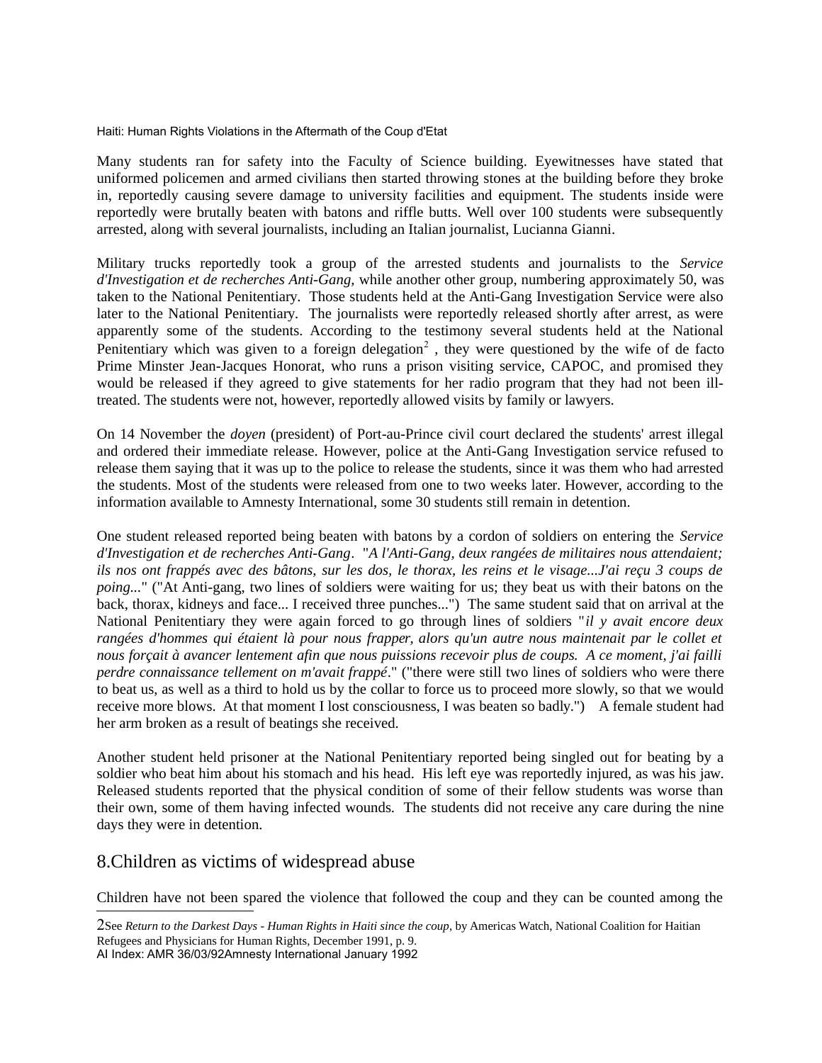Many students ran for safety into the Faculty of Science building. Eyewitnesses have stated that uniformed policemen and armed civilians then started throwing stones at the building before they broke in, reportedly causing severe damage to university facilities and equipment. The students inside were reportedly were brutally beaten with batons and riffle butts. Well over 100 students were subsequently arrested, along with several journalists, including an Italian journalist, Lucianna Gianni.

Military trucks reportedly took a group of the arrested students and journalists to the *Service d'Investigation et de recherches Anti-Gang,* while another other group, numbering approximately 50, was taken to the National Penitentiary. Those students held at the Anti-Gang Investigation Service were also later to the National Penitentiary. The journalists were reportedly released shortly after arrest, as were apparently some of the students. According to the testimony several students held at the National Penitentiary which was given to a foreign delegation[2] , they were questioned by the wife of de facto Prime Minster Jean-Jacques Honorat, who runs a prison visiting service, CAPOC, and promised they would be released if they agreed to give statements for her radio program that they had not been ill-treated. The students were not, however, reportedly allowed visits by family or lawyers.

On 14 November the *doyen* (president) of Port-au-Prince civil court declared the students' arrest illegal and ordered their immediate release. However, police at the Anti-Gang Investigation service refused to release them saying that it was up to the police to release the students, since it was them who had arrested the students. Most of the students were released from one to two weeks later. However, according to the information available to Amnesty International, some 30 students still remain in detention.

One student released reported being beaten with batons by a cordon of soldiers on entering the *Service d'Investigation et de recherches Anti-Gang*. "*A l'Anti-Gang, deux rangées de militaires nous attendaient; ils nos ont frappés avec des bâtons, sur les dos, le thorax, les reins et le visage...J'ai reçu 3 coups de poing...*" ("At Anti-gang, two lines of soldiers were waiting for us; they beat us with their batons on the back, thorax, kidneys and face... I received three punches...") The same student said that on arrival at the National Penitentiary they were again forced to go through lines of soldiers "*il y avait encore deux rangées d'hommes qui étaient là pour nous frapper, alors qu'un autre nous maintenait par le collet et nous forçait à avancer lentement afin que nous puissions recevoir plus de coups. A ce moment, j'ai failli perdre connaissance tellement on m'avait frappé*." ("there were still two lines of soldiers who were there to beat us, as well as a third to hold us by the collar to force us to proceed more slowly, so that we would receive more blows. At that moment I lost consciousness, I was beaten so badly.") A female student had her arm broken as a result of beatings she received.

Another student held prisoner at the National Penitentiary reported being singled out for beating by a soldier who beat him about his stomach and his head. His left eye was reportedly injured, as was his jaw. Released students reported that the physical condition of some of their fellow students was worse than their own, some of them having infected wounds. The students did not receive any care during the nine days they were in detention.

## 8.Children as victims of widespread abuse

Children have not been spared the violence that followed the coup and they can be counted among the

---

2See *Return to the Darkest Days - Human Rights in Haiti since the coup*, by Americas Watch, National Coalition for Haitian Refugees and Physicians for Human Rights, December 1991, p. 9.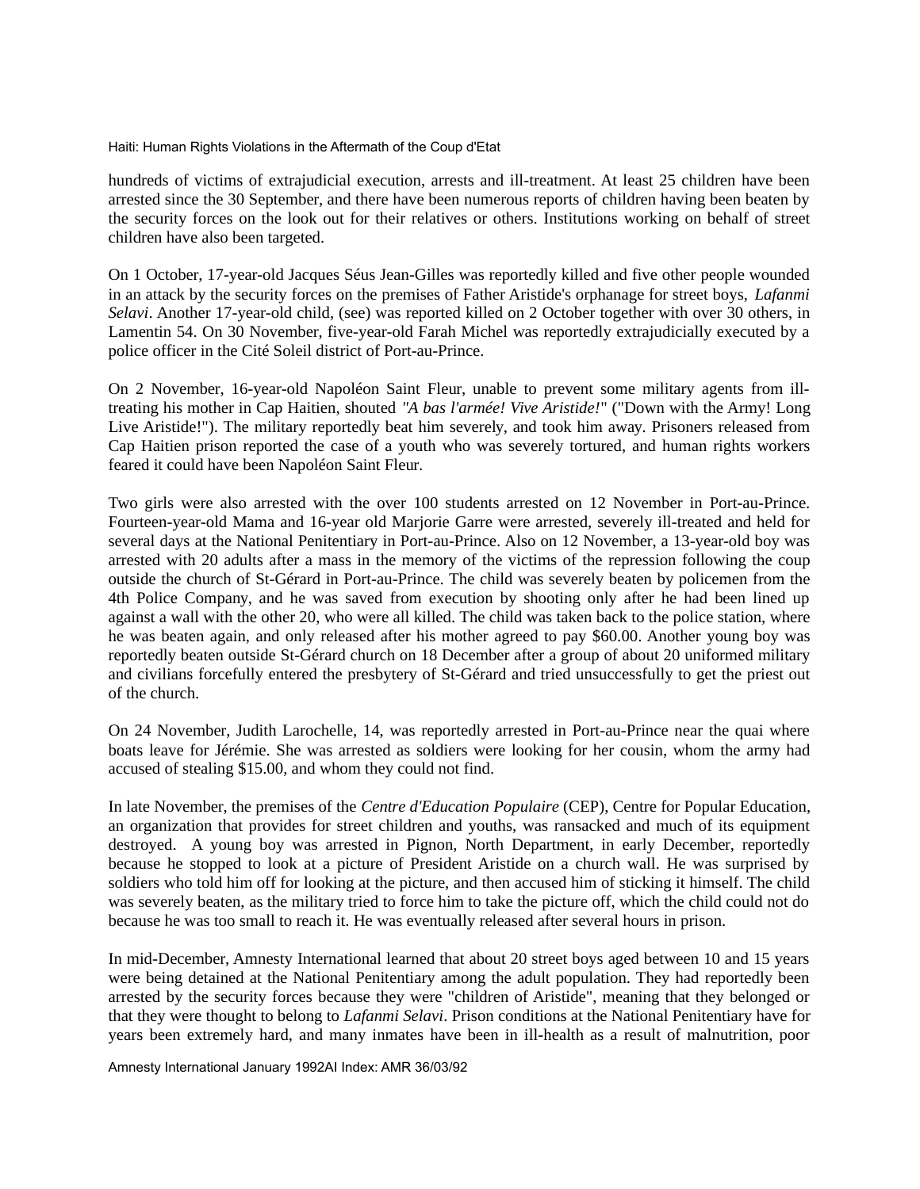hundreds of victims of extrajudicial execution, arrests and ill-treatment. At least 25 children have been arrested since the 30 September, and there have been numerous reports of children having been beaten by the security forces on the look out for their relatives or others. Institutions working on behalf of street children have also been targeted.

On 1 October, 17-year-old Jacques Séus Jean-Gilles was reportedly killed and five other people wounded in an attack by the security forces on the premises of Father Aristide's orphanage for street boys, *Lafanmi Selavi*. Another 17-year-old child, (see) was reported killed on 2 October together with over 30 others, in Lamentin 54. On 30 November, five-year-old Farah Michel was reportedly extrajudicially executed by a police officer in the Cité Soleil district of Port-au-Prince.

On 2 November, 16-year-old Napoléon Saint Fleur, unable to prevent some military agents from ill-treating his mother in Cap Haitien, shouted *"A bas l'armée! Vive Aristide!"* ("Down with the Army! Long Live Aristide!"). The military reportedly beat him severely, and took him away. Prisoners released from Cap Haitien prison reported the case of a youth who was severely tortured, and human rights workers feared it could have been Napoléon Saint Fleur.

Two girls were also arrested with the over 100 students arrested on 12 November in Port-au-Prince. Fourteen-year-old Mama and 16-year old Marjorie Garre were arrested, severely ill-treated and held for several days at the National Penitentiary in Port-au-Prince. Also on 12 November, a 13-year-old boy was arrested with 20 adults after a mass in the memory of the victims of the repression following the coup outside the church of St-Gérard in Port-au-Prince. The child was severely beaten by policemen from the 4th Police Company, and he was saved from execution by shooting only after he had been lined up against a wall with the other 20, who were all killed. The child was taken back to the police station, where he was beaten again, and only released after his mother agreed to pay $60.00. Another young boy was reportedly beaten outside St-Gérard church on 18 December after a group of about 20 uniformed military and civilians forcefully entered the presbytery of St-Gérard and tried unsuccessfully to get the priest out of the church.

On 24 November, Judith Larochelle, 14, was reportedly arrested in Port-au-Prince near the quai where boats leave for Jérémie. She was arrested as soldiers were looking for her cousin, whom the army had accused of stealing $15.00, and whom they could not find.

In late November, the premises of the *Centre d'Education Populaire* (CEP), Centre for Popular Education, an organization that provides for street children and youths, was ransacked and much of its equipment destroyed. A young boy was arrested in Pignon, North Department, in early December, reportedly because he stopped to look at a picture of President Aristide on a church wall. He was surprised by soldiers who told him off for looking at the picture, and then accused him of sticking it himself. The child was severely beaten, as the military tried to force him to take the picture off, which the child could not do because he was too small to reach it. He was eventually released after several hours in prison.

In mid-December, Amnesty International learned that about 20 street boys aged between 10 and 15 years were being detained at the National Penitentiary among the adult population. They had reportedly been arrested by the security forces because they were "children of Aristide", meaning that they belonged or that they were thought to belong to *Lafanmi Selavi*. Prison conditions at the National Penitentiary have for years been extremely hard, and many inmates have been in ill-health as a result of malnutrition, poor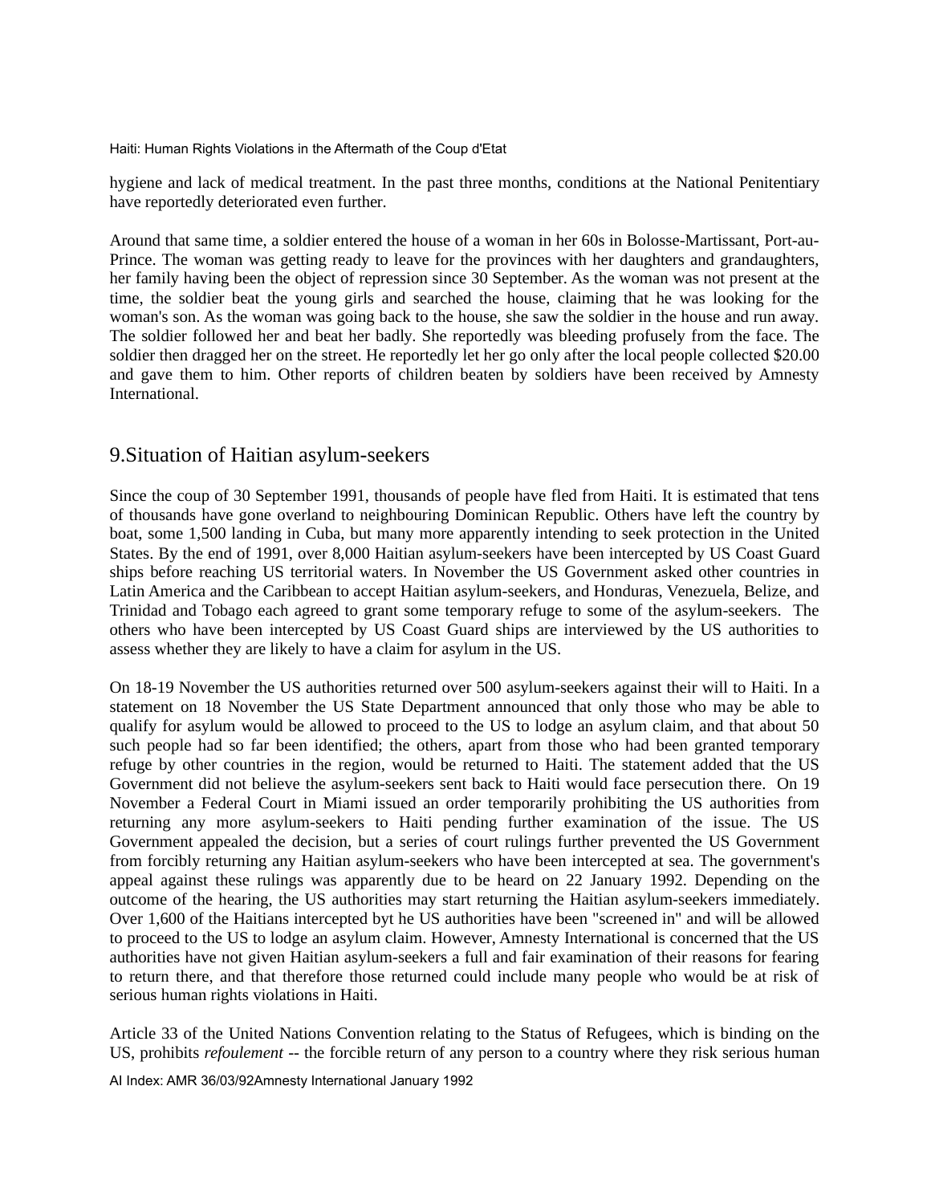hygiene and lack of medical treatment. In the past three months, conditions at the National Penitentiary have reportedly deteriorated even further.

Around that same time, a soldier entered the house of a woman in her 60s in Bolosse-Martissant, Port-au-Prince. The woman was getting ready to leave for the provinces with her daughters and grandaughters, her family having been the object of repression since 30 September. As the woman was not present at the time, the soldier beat the young girls and searched the house, claiming that he was looking for the woman's son. As the woman was going back to the house, she saw the soldier in the house and run away. The soldier followed her and beat her badly. She reportedly was bleeding profusely from the face. The soldier then dragged her on the street. He reportedly let her go only after the local people collected $20.00 and gave them to him. Other reports of children beaten by soldiers have been received by Amnesty International.

## 9.Situation of Haitian asylum-seekers

Since the coup of 30 September 1991, thousands of people have fled from Haiti. It is estimated that tens of thousands have gone overland to neighbouring Dominican Republic. Others have left the country by boat, some 1,500 landing in Cuba, but many more apparently intending to seek protection in the United States. By the end of 1991, over 8,000 Haitian asylum-seekers have been intercepted by US Coast Guard ships before reaching US territorial waters. In November the US Government asked other countries in Latin America and the Caribbean to accept Haitian asylum-seekers, and Honduras, Venezuela, Belize, and Trinidad and Tobago each agreed to grant some temporary refuge to some of the asylum-seekers. The others who have been intercepted by US Coast Guard ships are interviewed by the US authorities to assess whether they are likely to have a claim for asylum in the US.

On 18-19 November the US authorities returned over 500 asylum-seekers against their will to Haiti. In a statement on 18 November the US State Department announced that only those who may be able to qualify for asylum would be allowed to proceed to the US to lodge an asylum claim, and that about 50 such people had so far been identified; the others, apart from those who had been granted temporary refuge by other countries in the region, would be returned to Haiti. The statement added that the US Government did not believe the asylum-seekers sent back to Haiti would face persecution there. On 19 November a Federal Court in Miami issued an order temporarily prohibiting the US authorities from returning any more asylum-seekers to Haiti pending further examination of the issue. The US Government appealed the decision, but a series of court rulings further prevented the US Government from forcibly returning any Haitian asylum-seekers who have been intercepted at sea. The government's appeal against these rulings was apparently due to be heard on 22 January 1992. Depending on the outcome of the hearing, the US authorities may start returning the Haitian asylum-seekers immediately. Over 1,600 of the Haitians intercepted byt he US authorities have been "screened in" and will be allowed to proceed to the US to lodge an asylum claim. However, Amnesty International is concerned that the US authorities have not given Haitian asylum-seekers a full and fair examination of their reasons for fearing to return there, and that therefore those returned could include many people who would be at risk of serious human rights violations in Haiti.

Article 33 of the United Nations Convention relating to the Status of Refugees, which is binding on the US, prohibits *refoulement* -- the forcible return of any person to a country where they risk serious human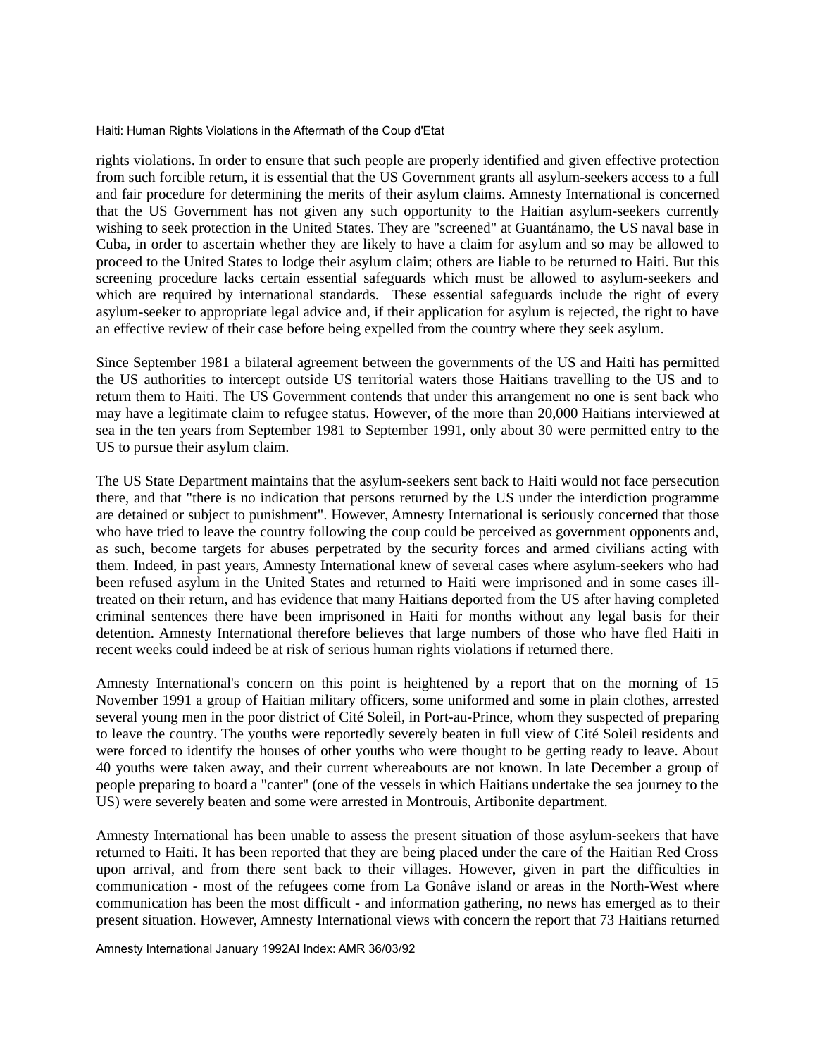rights violations. In order to ensure that such people are properly identified and given effective protection from such forcible return, it is essential that the US Government grants all asylum-seekers access to a full and fair procedure for determining the merits of their asylum claims. Amnesty International is concerned that the US Government has not given any such opportunity to the Haitian asylum-seekers currently wishing to seek protection in the United States. They are "screened" at Guantánamo, the US naval base in Cuba, in order to ascertain whether they are likely to have a claim for asylum and so may be allowed to proceed to the United States to lodge their asylum claim; others are liable to be returned to Haiti. But this screening procedure lacks certain essential safeguards which must be allowed to asylum-seekers and which are required by international standards. These essential safeguards include the right of every asylum-seeker to appropriate legal advice and, if their application for asylum is rejected, the right to have an effective review of their case before being expelled from the country where they seek asylum.

Since September 1981 a bilateral agreement between the governments of the US and Haiti has permitted the US authorities to intercept outside US territorial waters those Haitians travelling to the US and to return them to Haiti. The US Government contends that under this arrangement no one is sent back who may have a legitimate claim to refugee status. However, of the more than 20,000 Haitians interviewed at sea in the ten years from September 1981 to September 1991, only about 30 were permitted entry to the US to pursue their asylum claim.

The US State Department maintains that the asylum-seekers sent back to Haiti would not face persecution there, and that "there is no indication that persons returned by the US under the interdiction programme are detained or subject to punishment". However, Amnesty International is seriously concerned that those who have tried to leave the country following the coup could be perceived as government opponents and, as such, become targets for abuses perpetrated by the security forces and armed civilians acting with them. Indeed, in past years, Amnesty International knew of several cases where asylum-seekers who had been refused asylum in the United States and returned to Haiti were imprisoned and in some cases ill-treated on their return, and has evidence that many Haitians deported from the US after having completed criminal sentences there have been imprisoned in Haiti for months without any legal basis for their detention. Amnesty International therefore believes that large numbers of those who have fled Haiti in recent weeks could indeed be at risk of serious human rights violations if returned there.

Amnesty International's concern on this point is heightened by a report that on the morning of 15 November 1991 a group of Haitian military officers, some uniformed and some in plain clothes, arrested several young men in the poor district of Cité Soleil, in Port-au-Prince, whom they suspected of preparing to leave the country. The youths were reportedly severely beaten in full view of Cité Soleil residents and were forced to identify the houses of other youths who were thought to be getting ready to leave. About 40 youths were taken away, and their current whereabouts are not known. In late December a group of people preparing to board a "canter" (one of the vessels in which Haitians undertake the sea journey to the US) were severely beaten and some were arrested in Montrouis, Artibonite department.

Amnesty International has been unable to assess the present situation of those asylum-seekers that have returned to Haiti. It has been reported that they are being placed under the care of the Haitian Red Cross upon arrival, and from there sent back to their villages. However, given in part the difficulties in communication - most of the refugees come from La Gonâve island or areas in the North-West where communication has been the most difficult - and information gathering, no news has emerged as to their present situation. However, Amnesty International views with concern the report that 73 Haitians returned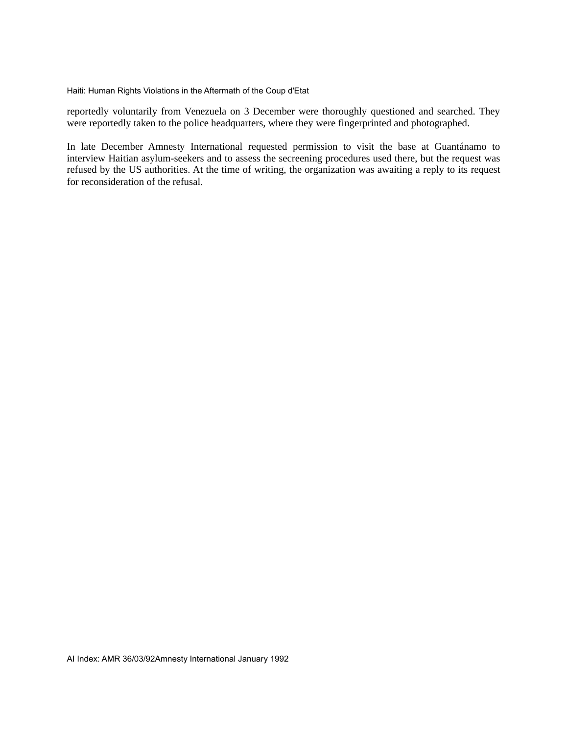reportedly voluntarily from Venezuela on 3 December were thoroughly questioned and searched. They were reportedly taken to the police headquarters, where they were fingerprinted and photographed.

In late December Amnesty International requested permission to visit the base at Guantánamo to interview Haitian asylum-seekers and to assess the secreening procedures used there, but the request was refused by the US authorities. At the time of writing, the organization was awaiting a reply to its request for reconsideration of the refusal.